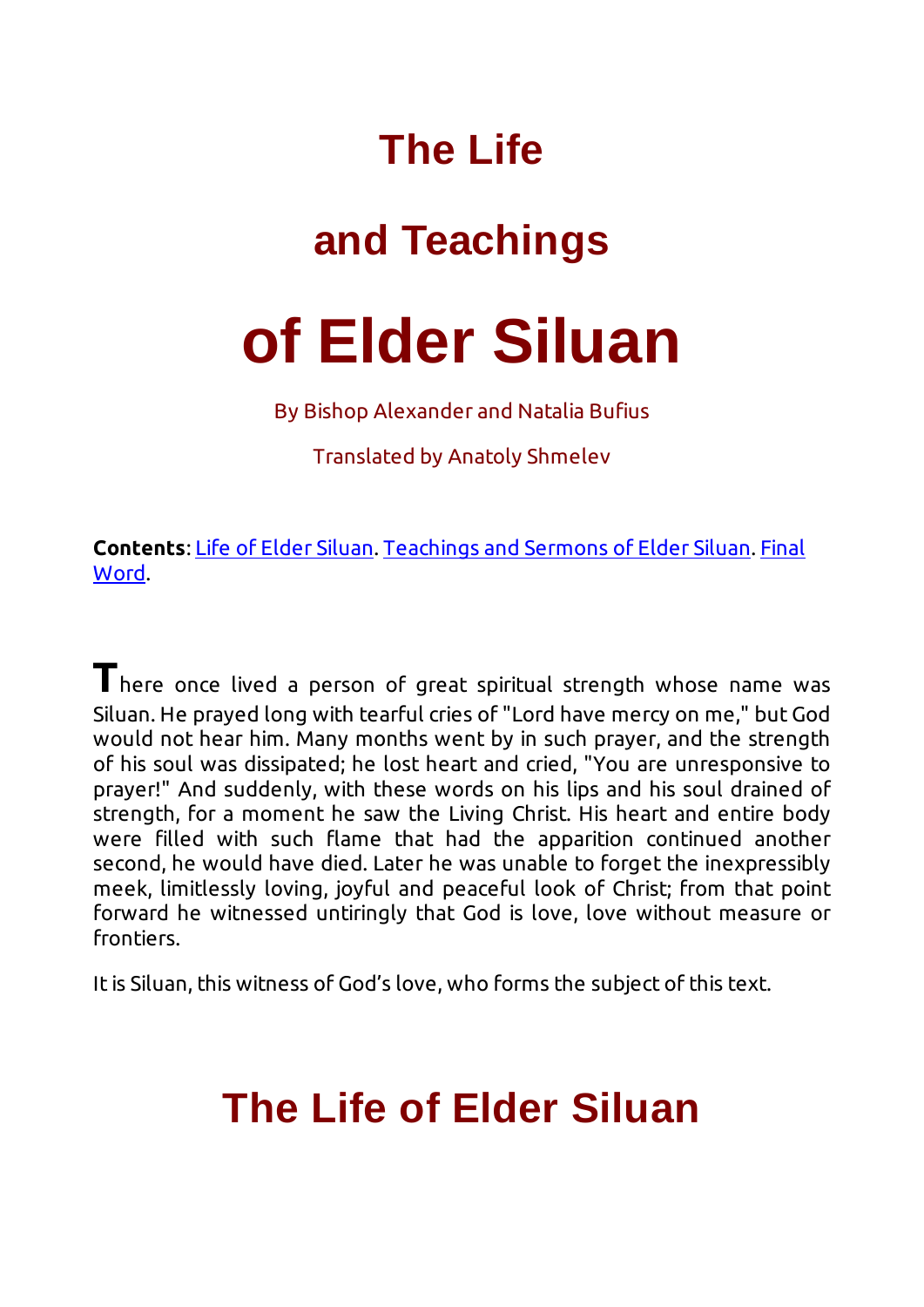# The Life

# and Teachings

# of Elder Siluan

By Bishop Alexander and Natalia Bufius

Translated by Anatoly Shmelev

**Contents**: Life of Elder Siluan. Teachings and Sermons of Elder Siluan. Final Word.

There once lived a person of great spiritual strength whose name was Siluan. He prayed long with tearful cries of "Lord have mercy on me," but God would not hear him. Many months went by in such prayer, and the strength of his soul was dissipated; he lost heart and cried, "You are unresponsive to prayer!" And suddenly, with these words on his lips and his soul drained of strength, for a moment he saw the Living Christ. His heart and entire body were filled with such flame that had the apparition continued another second, he would have died. Later he was unable to forget the inexpressibly meek, limitlessly loving, joyful and peaceful look of Christ; from that point forward he witnessed untiringly that God is love, love without measure or frontiers.

It is Siluan, this witness of God's love, who forms the subject of this text.

## The Life of Elder Siluan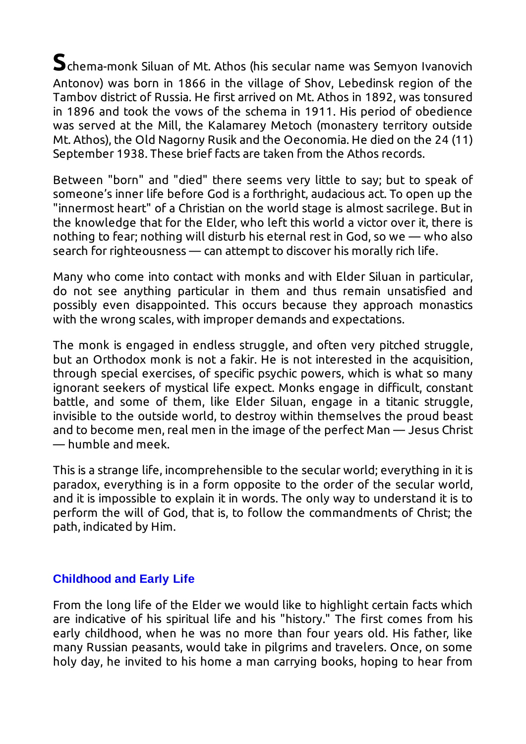**S**chema-monk Siluan of Mt. Athos (his secular name was Semyon Ivanovich Antonov) was born in 1866 in the village of Shov, Lebedinsk region of the Tambov district of Russia. He first arrived on Mt. Athos in 1892, was tonsured in 1896 and took the vows of the schema in 1911. His period of obedience was served at the Mill, the Kalamarey Metoch (monastery territory outside Mt. Athos), the Old Nagorny Rusik and the Oeconomia. He died on the 24 (11) September 1938. These brief facts are taken from the Athos records.

Between "born" and "died" there seems very little to say; but to speak of someone's inner life before God is a forthright, audacious act. To open up the "innermost heart" of a Christian on the world stage is almost sacrilege. But in the knowledge that for the Elder, who left this world a victor over it, there is nothing to fear; nothing will disturb his eternal rest in God, so we — who also search for righteousness — can attempt to discover his morally rich life.

Many who come into contact with monks and with Elder Siluan in particular, do not see anything particular in them and thus remain unsatisfied and possibly even disappointed. This occurs because they approach monastics with the wrong scales, with improper demands and expectations.

The monk is engaged in endless struggle, and often very pitched struggle, but an Orthodox monk is not a fakir. He is not interested in the acquisition, through special exercises, of specific psychic powers, which is what so many ignorant seekers of mystical life expect. Monks engage in difficult, constant battle, and some of them, like Elder Siluan, engage in a titanic struggle, invisible to the outside world, to destroy within themselves the proud beast and to become men, real men in the image of the perfect Man — Jesus Christ — humble and meek.

This is a strange life, incomprehensible to the secular world; everything in it is paradox, everything is in a form opposite to the order of the secular world, and it is impossible to explain it in words. The only way to understand it is to perform the will of God, that is, to follow the commandments of Christ; the path, indicated by Him.

## Childhood and Early Life

From the long life of the Elder we would like to highlight certain facts which are indicative of his spiritual life and his "history." The first comes from his early childhood, when he was no more than four years old. His father, like many Russian peasants, would take in pilgrims and travelers. Once, on some holy day, he invited to his home a man carrying books, hoping to hear from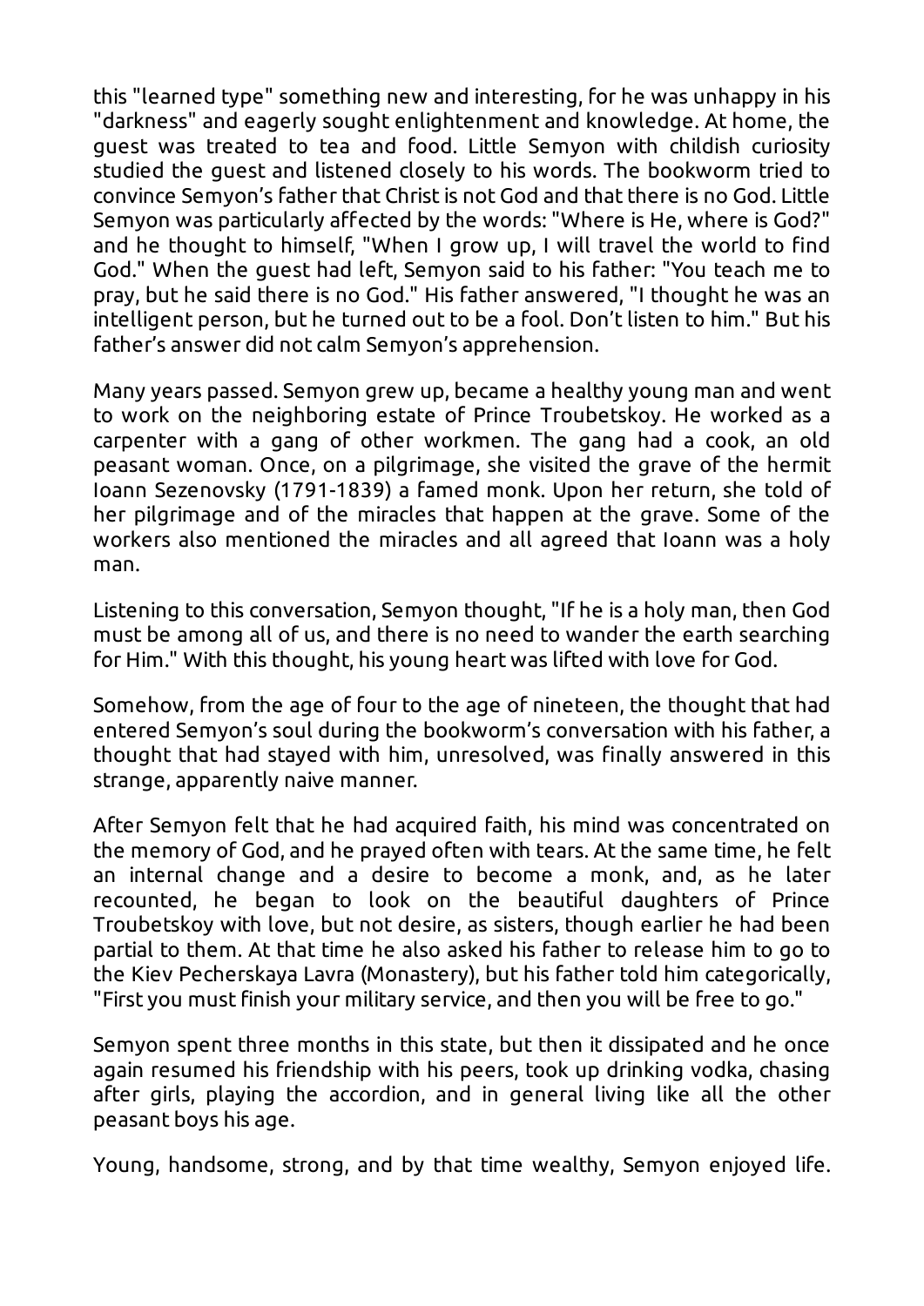this "learned type" something new and interesting, for he was unhappy in his "darkness" and eagerly sought enlightenment and knowledge. At home, the guest was treated to tea and food. Little Semyon with childish curiosity studied the guest and listened closely to his words. The bookworm tried to convince Semyon's father that Christ is not God and that there is no God. Little Semyon was particularly affected by the words: "Where is He, where is God?" and he thought to himself, "When I grow up, I will travel the world to find God." When the guest had left, Semyon said to his father: "You teach me to pray, but he said there is no God." His father answered, "I thought he was an intelligent person, but he turned out to be a fool. Don't listen to him." But his father's answer did not calm Semyon's apprehension.

Many years passed. Semyon grew up, became a healthy young man and went to work on the neighboring estate of Prince Troubetskoy. He worked as a carpenter with a gang of other workmen. The gang had a cook, an old peasant woman. Once, on a pilgrimage, she visited the grave of the hermit Ioann Sezenovsky (1791-1839) a famed monk. Upon her return, she told of her pilgrimage and of the miracles that happen at the grave. Some of the workers also mentioned the miracles and all agreed that Ioann was a holy man.

Listening to this conversation, Semyon thought, "If he is a holy man, then God must be among all of us, and there is no need to wander the earth searching for Him." With this thought, his young heart was lifted with love for God.

Somehow, from the age of four to the age of nineteen, the thought that had entered Semyon's soul during the bookworm's conversation with his father, a thought that had stayed with him, unresolved, was finally answered in this strange, apparently naive manner.

After Semyon felt that he had acquired faith, his mind was concentrated on the memory of God, and he prayed often with tears. At the same time, he felt an internal change and a desire to become a monk, and, as he later recounted, he began to look on the beautiful daughters of Prince Troubetskoy with love, but not desire, as sisters, though earlier he had been partial to them. At that time he also asked his father to release him to go to the Kiev Pecherskaya Lavra (Monastery), but his father told him categorically, "First you must finish your military service, and then you will be free to go."

Semyon spent three months in this state, but then it dissipated and he once again resumed his friendship with his peers, took up drinking vodka, chasing after girls, playing the accordion, and in general living like all the other peasant boys his age.

Young, handsome, strong, and by that time wealthy, Semyon enjoyed life.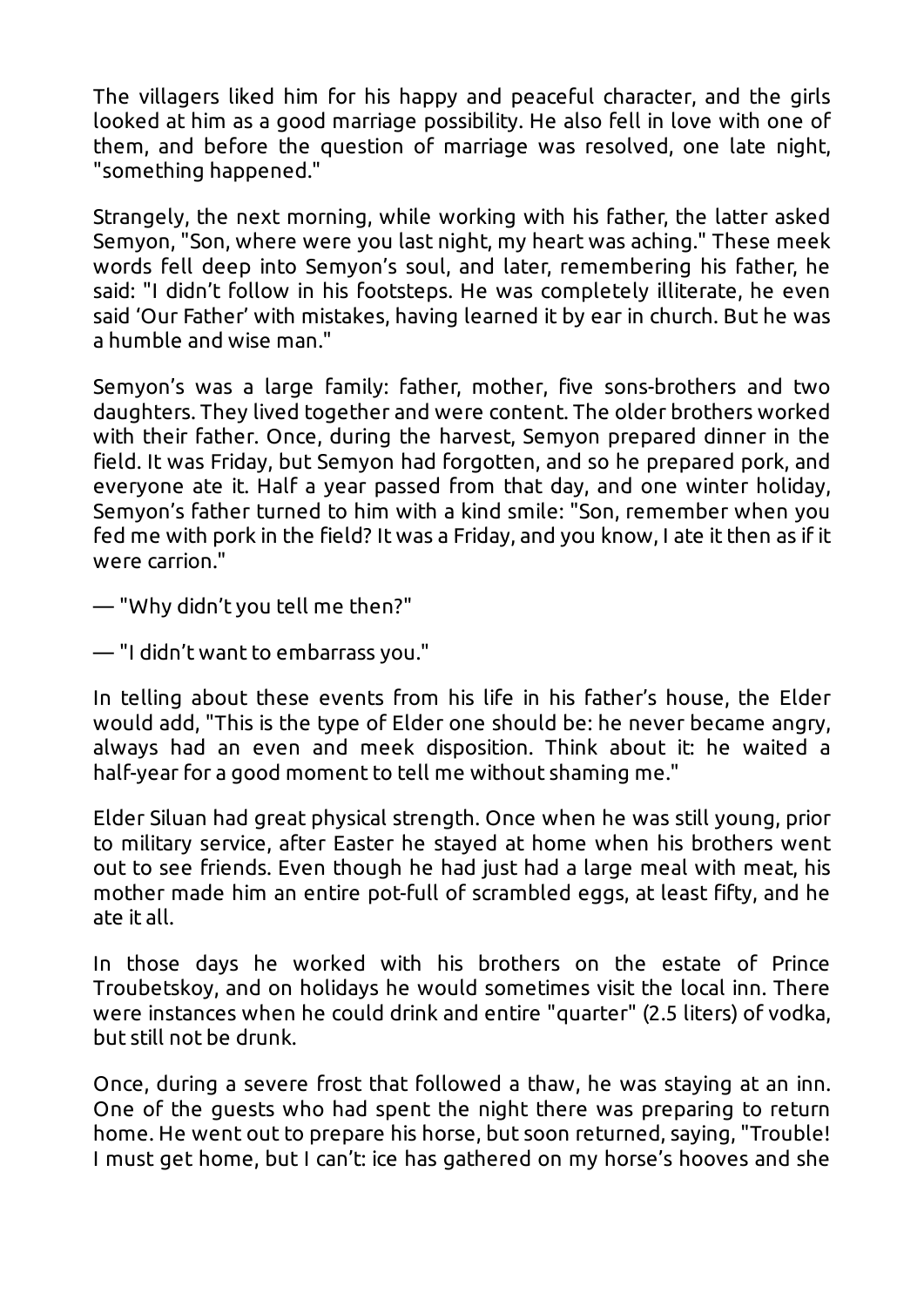The villagers liked him for his happy and peaceful character, and the girls looked at him as a good marriage possibility. He also fell in love with one of them, and before the question of marriage was resolved, one late night, "something happened."

Strangely, the next morning, while working with his father, the latter asked Semyon, "Son, where were you last night, my heart was aching." These meek words fell deep into Semyon's soul, and later, remembering his father, he said: "I didn't follow in his footsteps. He was completely illiterate, he even said 'Our Father' with mistakes, having learned it by ear in church. But he was a humble and wise man."

Semyon's was a large family: father, mother, five sons-brothers and two daughters. They lived together and were content. The older brothers worked with their father. Once, during the harvest, Semyon prepared dinner in the field. It was Friday, but Semyon had forgotten, and so he prepared pork, and everyone ate it. Half a year passed from that day, and one winter holiday, Semyon's father turned to him with a kind smile: "Son, remember when you fed me with pork in the field? It was a Friday, and you know, I ate it then as if it were carrion."

— "Why didn't you tell me then?"

— "I didn't want to embarrass you."

In telling about these events from his life in his father's house, the Elder would add, "This is the type of Elder one should be: he never became angry, always had an even and meek disposition. Think about it: he waited a half-year for a good moment to tell me without shaming me."

Elder Siluan had great physical strength. Once when he was still young, prior to military service, after Easter he stayed at home when his brothers went out to see friends. Even though he had just had a large meal with meat, his mother made him an entire pot-full of scrambled eggs, at least fifty, and he ate it all.

In those days he worked with his brothers on the estate of Prince Troubetskoy, and on holidays he would sometimes visit the local inn. There were instances when he could drink and entire "quarter" (2.5 liters) of vodka, but still not be drunk.

Once, during a severe frost that followed a thaw, he was staying at an inn. One of the guests who had spent the night there was preparing to return home. He went out to prepare his horse, but soon returned, saying, "Trouble! I must get home, but I can't: ice has gathered on my horse's hooves and she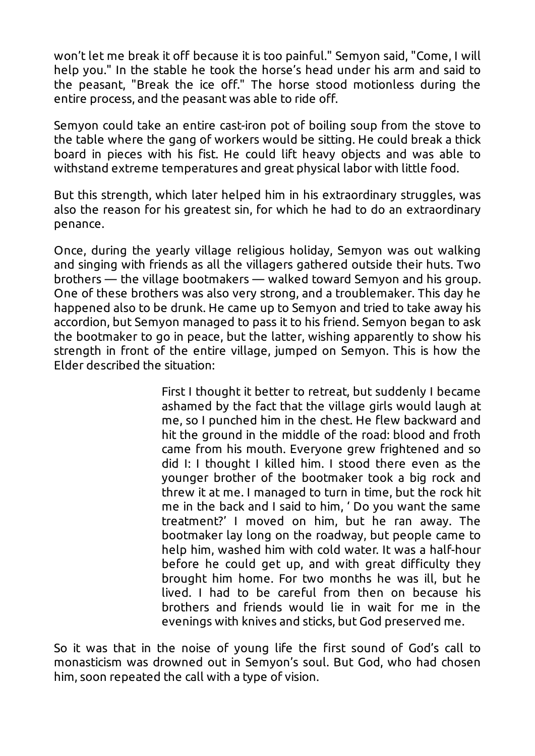won't let me break it off because it is too painful." Semyon said, "Come, I will help you." In the stable he took the horse's head under his arm and said to the peasant, "Break the ice off." The horse stood motionless during the entire process, and the peasant was able to ride off.

Semyon could take an entire cast-iron pot of boiling soup from the stove to the table where the gang of workers would be sitting. He could break a thick board in pieces with his fist. He could lift heavy objects and was able to withstand extreme temperatures and great physical labor with little food.

But this strength, which later helped him in his extraordinary struggles, was also the reason for his greatest sin, for which he had to do an extraordinary penance.

Once, during the yearly village religious holiday, Semyon was out walking and singing with friends as all the villagers gathered outside their huts. Two brothers — the village bootmakers — walked toward Semyon and his group. One of these brothers was also very strong, and a troublemaker. This day he happened also to be drunk. He came up to Semyon and tried to take away his accordion, but Semyon managed to pass it to his friend. Semyon began to ask the bootmaker to go in peace, but the latter, wishing apparently to show his strength in front of the entire village, jumped on Semyon. This is how the Elder described the situation:

> First I thought it better to retreat, but suddenly I became ashamed by the fact that the village girls would laugh at me, so I punched him in the chest. He flew backward and hit the ground in the middle of the road: blood and froth came from his mouth. Everyone grew frightened and so did I: I thought I killed him. I stood there even as the younger brother of the bootmaker took a big rock and threw it at me. I managed to turn in time, but the rock hit me in the back and I said to him, ' Do you want the same treatment?' I moved on him, but he ran away. The bootmaker lay long on the roadway, but people came to help him, washed him with cold water. It was a half-hour before he could get up, and with great difficulty they brought him home. For two months he was ill, but he lived. I had to be careful from then on because his brothers and friends would lie in wait for me in the evenings with knives and sticks, but God preserved me.

So it was that in the noise of young life the first sound of God's call to monasticism was drowned out in Semyon's soul. But God, who had chosen him, soon repeated the call with a type of vision.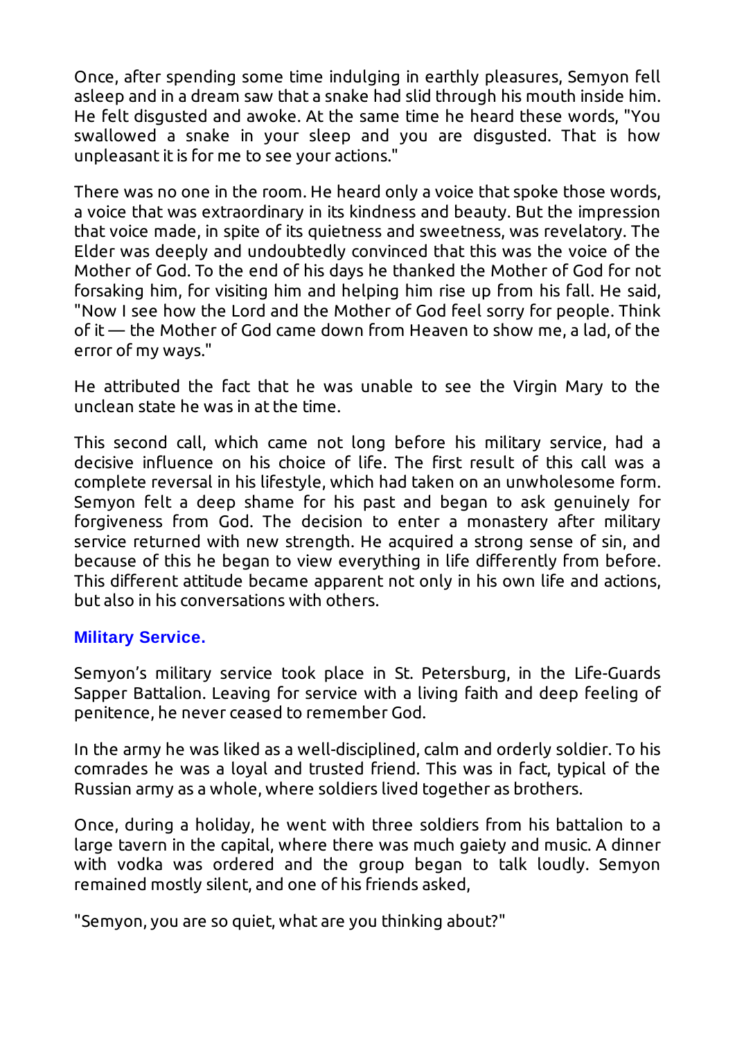Once, after spending some time indulging in earthly pleasures, Semyon fell asleep and in a dream saw that a snake had slid through his mouth inside him. He felt disgusted and awoke. At the same time he heard these words, "You swallowed a snake in your sleep and you are disgusted. That is how unpleasant it is for me to see your actions."

There was no one in the room. He heard only a voice that spoke those words, a voice that was extraordinary in its kindness and beauty. But the impression that voice made, in spite of its quietness and sweetness, was revelatory. The Elder was deeply and undoubtedly convinced that this was the voice of the Mother of God. To the end of his days he thanked the Mother of God for not forsaking him, for visiting him and helping him rise up from his fall. He said, "Now I see how the Lord and the Mother of God feel sorry for people. Think of it — the Mother of God came down from Heaven to show me, a lad, of the error of my ways."

He attributed the fact that he was unable to see the Virgin Mary to the unclean state he was in at the time.

This second call, which came not long before his military service, had a decisive influence on his choice of life. The first result of this call was a complete reversal in his lifestyle, which had taken on an unwholesome form. Semyon felt a deep shame for his past and began to ask genuinely for forgiveness from God. The decision to enter a monastery after military service returned with new strength. He acquired a strong sense of sin, and because of this he began to view everything in life differently from before. This different attitude became apparent not only in his own life and actions, but also in his conversations with others.

### Military Service.

Semyon's military service took place in St. Petersburg, in the Life-Guards Sapper Battalion. Leaving for service with a living faith and deep feeling of penitence, he never ceased to remember God.

In the army he was liked as a well-disciplined, calm and orderly soldier. To his comrades he was a loyal and trusted friend. This was in fact, typical of the Russian army as a whole, where soldiers lived together as brothers.

Once, during a holiday, he went with three soldiers from his battalion to a large tavern in the capital, where there was much gaiety and music. A dinner with vodka was ordered and the group began to talk loudly. Semyon remained mostly silent, and one of his friends asked,

"Semyon, you are so quiet, what are you thinking about?"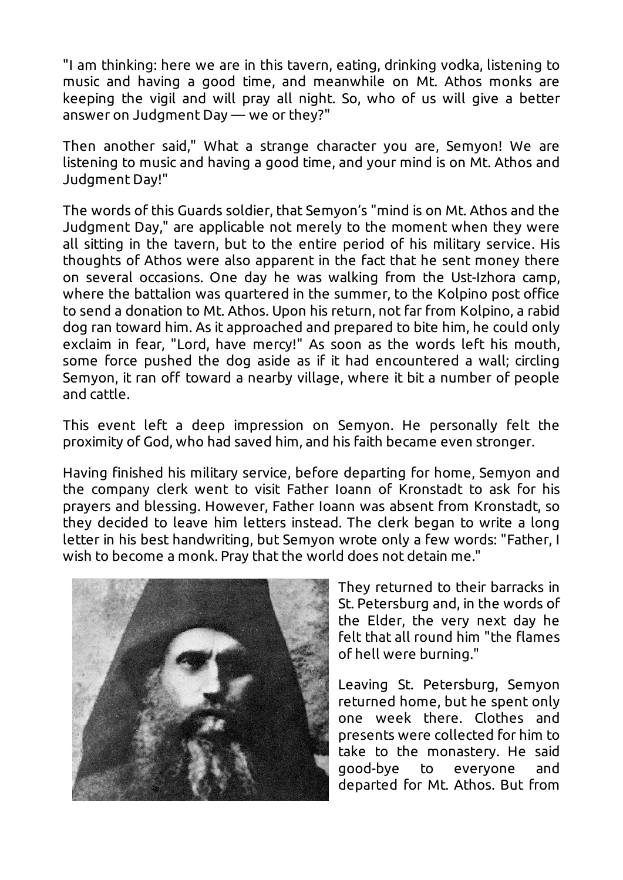"I am thinking: here we are in this tavern, eating, drinking vodka, listening to music and having a good time, and meanwhile on Mt. Athos monks are keeping the vigil and will pray all night. So, who of us will give a better answer on Judgment Day — we or they?"

Then another said," What a strange character you are, Semyon! We are listening to music and having a good time, and your mind is on Mt. Athos and Judgment Day!"

The words of this Guards soldier, that Semyon's "mind is on Mt. Athos and the Judgment Day," are applicable not merely to the moment when they were all sitting in the tavern, but to the entire period of his military service. His thoughts of Athos were also apparent in the fact that he sent money there on several occasions. One day he was walking from the Ust-Izhora camp, where the battalion was quartered in the summer, to the Kolpino post office to send a donation to Mt. Athos. Upon his return, not far from Kolpino, a rabid dog ran toward him. As it approached and prepared to bite him, he could only exclaim in fear, "Lord, have mercy!" As soon as the words left his mouth, some force pushed the dog aside as if it had encountered a wall; circling Semyon, it ran off toward a nearby village, where it bit a number of people and cattle.

This event left a deep impression on Semyon. He personally felt the proximity of God, who had saved him, and his faith became even stronger.

Having finished his military service, before departing for home, Semyon and the company clerk went to visit Father Ioann of Kronstadt to ask for his prayers and blessing. However, Father Ioann was absent from Kronstadt, so they decided to leave him letters instead. The clerk began to write a long letter in his best handwriting, but Semyon wrote only a few words: "Father, I wish to become a monk. Pray that the world does not detain me."

They returned to their barracks in St. Petersburg and, in the words of the Elder, the very next day he felt that all round him "the flames of hell were burning."

Leaving St. Petersburg, Semyon returned home, but he spent only one week there. Clothes and presents were collected for him to take to the monastery. He said good-bye to everyone and departed for Mt. Athos. But from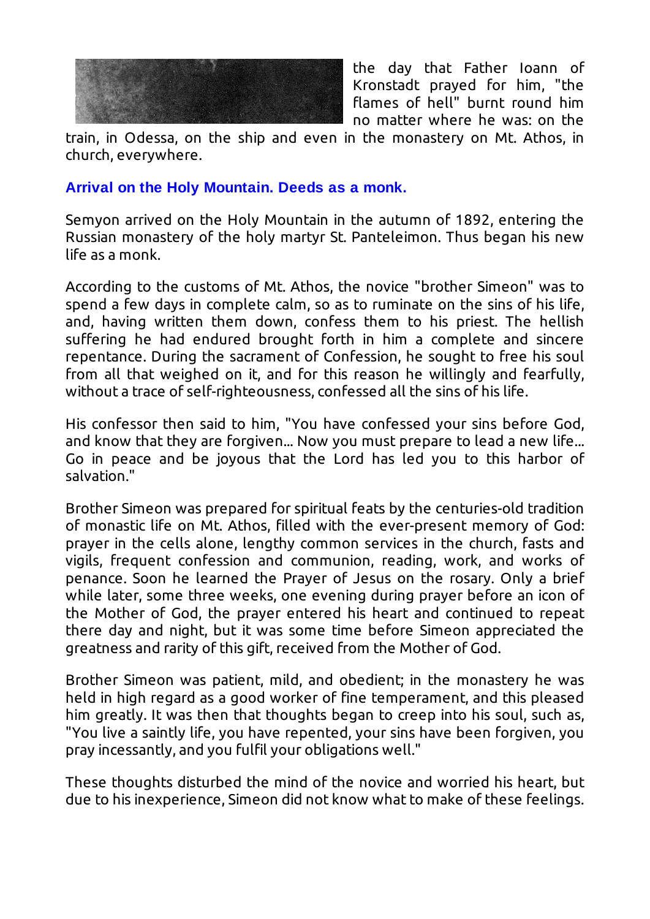the day that Father Ioann of Kronstadt prayed for him, "the flames of hell" burnt round him no matter where he was: on the train, in Odessa, on the ship and even in the monastery on Mt. Athos, in church, everywhere.

### Arrival on the Holy Mountain. Deeds as a monk.

Semyon arrived on the Holy Mountain in the autumn of 1892, entering the Russian monastery of the holy martyr St. Panteleimon. Thus began his new life as a monk.

According to the customs of Mt. Athos, the novice "brother Simeon" was to spend a few days in complete calm, so as to ruminate on the sins of his life, and, having written them down, confess them to his priest. The hellish suffering he had endured brought forth in him a complete and sincere repentance. During the sacrament of Confession, he sought to free his soul from all that weighed on it, and for this reason he willingly and fearfully, without a trace of self-righteousness, confessed all the sins of his life.

His confessor then said to him, "You have confessed your sins before God, and know that they are forgiven... Now you must prepare to lead a new life... Go in peace and be joyous that the Lord has led you to this harbor of salvation."

Brother Simeon was prepared for spiritual feats by the centuries-old tradition of monastic life on Mt. Athos, filled with the ever-present memory of God: prayer in the cells alone, lengthy common services in the church, fasts and vigils, frequent confession and communion, reading, work, and works of penance. Soon he learned the Prayer of Jesus on the rosary. Only a brief while later, some three weeks, one evening during prayer before an icon of the Mother of God, the prayer entered his heart and continued to repeat there day and night, but it was some time before Simeon appreciated the greatness and rarity of this gift, received from the Mother of God.

Brother Simeon was patient, mild, and obedient; in the monastery he was held in high regard as a good worker of fine temperament, and this pleased him greatly. It was then that thoughts began to creep into his soul, such as, "You live a saintly life, you have repented, your sins have been forgiven, you pray incessantly, and you fulfil your obligations well."

These thoughts disturbed the mind of the novice and worried his heart, but due to his inexperience, Simeon did not know what to make of these feelings.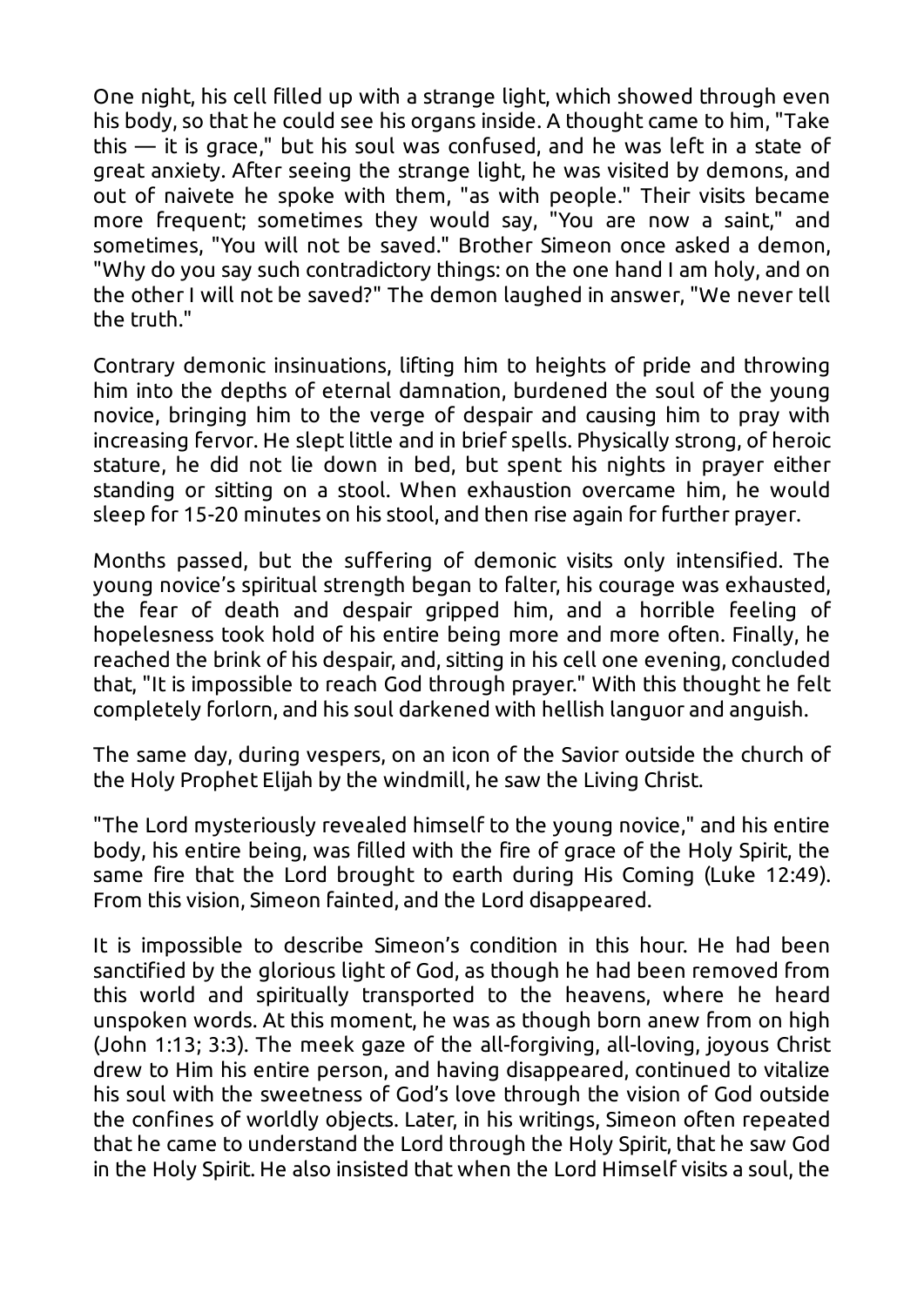One night, his cell filled up with a strange light, which showed through even his body, so that he could see his organs inside. A thought came to him, "Take this — it is grace," but his soul was confused, and he was left in a state of great anxiety. After seeing the strange light, he was visited by demons, and out of naivete he spoke with them, "as with people." Their visits became more frequent; sometimes they would say, "You are now a saint," and sometimes, "You will not be saved." Brother Simeon once asked a demon, "Why do you say such contradictory things: on the one hand I am holy, and on the other I will not be saved?" The demon laughed in answer, "We never tell the truth."

Contrary demonic insinuations, lifting him to heights of pride and throwing him into the depths of eternal damnation, burdened the soul of the young novice, bringing him to the verge of despair and causing him to pray with increasing fervor. He slept little and in brief spells. Physically strong, of heroic stature, he did not lie down in bed, but spent his nights in prayer either standing or sitting on a stool. When exhaustion overcame him, he would sleep for 15-20 minutes on his stool, and then rise again for further prayer.

Months passed, but the suffering of demonic visits only intensified. The young novice's spiritual strength began to falter, his courage was exhausted, the fear of death and despair gripped him, and a horrible feeling of hopelessness took hold of his entire being more and more often. Finally, he reached the brink of his despair, and, sitting in his cell one evening, concluded that, "It is impossible to reach God through prayer." With this thought he felt completely forlorn, and his soul darkened with hellish languor and anguish.

The same day, during vespers, on an icon of the Savior outside the church of the Holy Prophet Elijah by the windmill, he saw the Living Christ.

"The Lord mysteriously revealed himself to the young novice," and his entire body, his entire being, was filled with the fire of grace of the Holy Spirit, the same fire that the Lord brought to earth during His Coming (Luke 12:49). From this vision, Simeon fainted, and the Lord disappeared.

It is impossible to describe Simeon's condition in this hour. He had been sanctified by the glorious light of God, as though he had been removed from this world and spiritually transported to the heavens, where he heard unspoken words. At this moment, he was as though born anew from on high (John 1:13; 3:3). The meek gaze of the all-forgiving, all-loving, joyous Christ drew to Him his entire person, and having disappeared, continued to vitalize his soul with the sweetness of God's love through the vision of God outside the confines of worldly objects. Later, in his writings, Simeon often repeated that he came to understand the Lord through the Holy Spirit, that he saw God in the Holy Spirit. He also insisted that when the Lord Himself visits a soul, the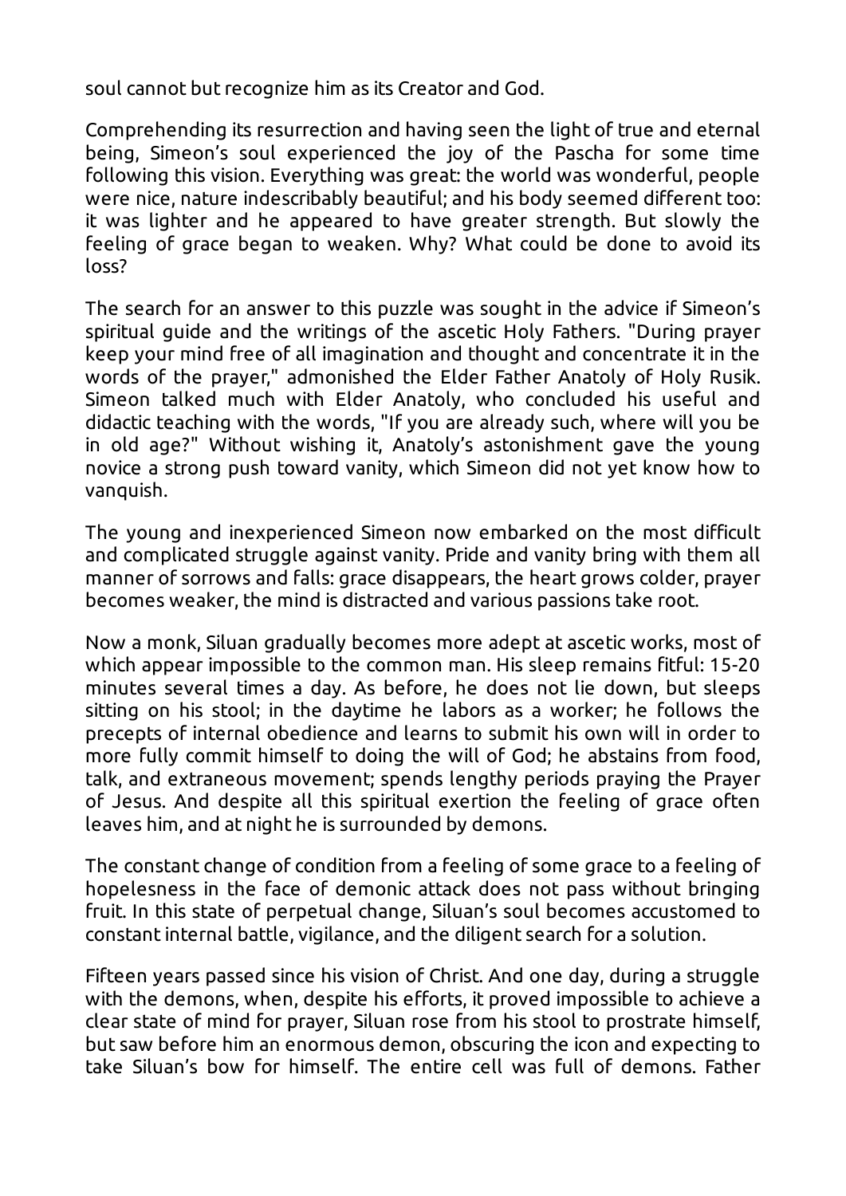soul cannot but recognize him as its Creator and God.

Comprehending its resurrection and having seen the light of true and eternal being, Simeon's soul experienced the joy of the Pascha for some time following this vision. Everything was great: the world was wonderful, people were nice, nature indescribably beautiful; and his body seemed different too: it was lighter and he appeared to have greater strength. But slowly the feeling of grace began to weaken. Why? What could be done to avoid its loss?

The search for an answer to this puzzle was sought in the advice if Simeon's spiritual guide and the writings of the ascetic Holy Fathers. "During prayer keep your mind free of all imagination and thought and concentrate it in the words of the prayer," admonished the Elder Father Anatoly of Holy Rusik. Simeon talked much with Elder Anatoly, who concluded his useful and didactic teaching with the words, "If you are already such, where will you be in old age?" Without wishing it, Anatoly's astonishment gave the young novice a strong push toward vanity, which Simeon did not yet know how to vanquish.

The young and inexperienced Simeon now embarked on the most difficult and complicated struggle against vanity. Pride and vanity bring with them all manner of sorrows and falls: grace disappears, the heart grows colder, prayer becomes weaker, the mind is distracted and various passions take root.

Now a monk, Siluan gradually becomes more adept at ascetic works, most of which appear impossible to the common man. His sleep remains fitful: 15-20 minutes several times a day. As before, he does not lie down, but sleeps sitting on his stool; in the daytime he labors as a worker; he follows the precepts of internal obedience and learns to submit his own will in order to more fully commit himself to doing the will of God; he abstains from food, talk, and extraneous movement; spends lengthy periods praying the Prayer of Jesus. And despite all this spiritual exertion the feeling of grace often leaves him, and at night he is surrounded by demons.

The constant change of condition from a feeling of some grace to a feeling of hopelessness in the face of demonic attack does not pass without bringing fruit. In this state of perpetual change, Siluan's soul becomes accustomed to constant internal battle, vigilance, and the diligent search for a solution.

Fifteen years passed since his vision of Christ. And one day, during a struggle with the demons, when, despite his efforts, it proved impossible to achieve a clear state of mind for prayer, Siluan rose from his stool to prostrate himself, but saw before him an enormous demon, obscuring the icon and expecting to take Siluan's bow for himself. The entire cell was full of demons. Father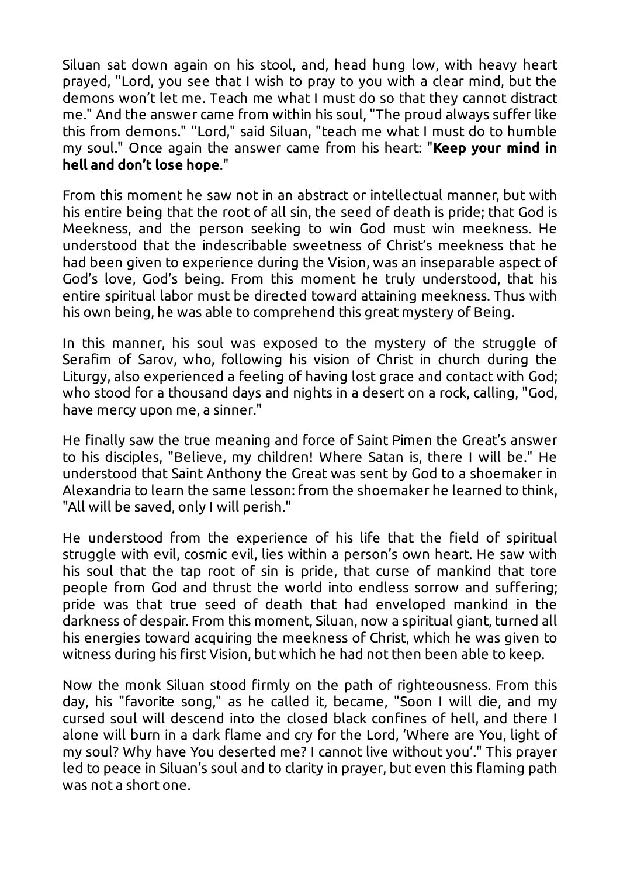Siluan sat down again on his stool, and, head hung low, with heavy heart prayed, "Lord, you see that I wish to pray to you with a clear mind, but the demons won't let me. Teach me what I must do so that they cannot distract me." And the answer came from within his soul, "The proud always suffer like this from demons." "Lord," said Siluan, "teach me what I must do to humble my soul." Once again the answer came from his heart: "**Keep your mind in hell and don't lose hope**."

From this moment he saw not in an abstract or intellectual manner, but with his entire being that the root of all sin, the seed of death is pride; that God is Meekness, and the person seeking to win God must win meekness. He understood that the indescribable sweetness of Christ's meekness that he had been given to experience during the Vision, was an inseparable aspect of God's love, God's being. From this moment he truly understood, that his entire spiritual labor must be directed toward attaining meekness. Thus with his own being, he was able to comprehend this great mystery of Being.

In this manner, his soul was exposed to the mystery of the struggle of Serafim of Sarov, who, following his vision of Christ in church during the Liturgy, also experienced a feeling of having lost grace and contact with God; who stood for a thousand days and nights in a desert on a rock, calling, "God, have mercy upon me, a sinner."

He finally saw the true meaning and force of Saint Pimen the Great's answer to his disciples, "Believe, my children! Where Satan is, there I will be." He understood that Saint Anthony the Great was sent by God to a shoemaker in Alexandria to learn the same lesson: from the shoemaker he learned to think, "All will be saved, only I will perish."

He understood from the experience of his life that the field of spiritual struggle with evil, cosmic evil, lies within a person's own heart. He saw with his soul that the tap root of sin is pride, that curse of mankind that tore people from God and thrust the world into endless sorrow and suffering; pride was that true seed of death that had enveloped mankind in the darkness of despair. From this moment, Siluan, now a spiritual giant, turned all his energies toward acquiring the meekness of Christ, which he was given to witness during his first Vision, but which he had not then been able to keep.

Now the monk Siluan stood firmly on the path of righteousness. From this day, his "favorite song," as he called it, became, "Soon I will die, and my cursed soul will descend into the closed black confines of hell, and there I alone will burn in a dark flame and cry for the Lord, 'Where are You, light of my soul? Why have You deserted me? I cannot live without you'." This prayer led to peace in Siluan's soul and to clarity in prayer, but even this flaming path was not a short one.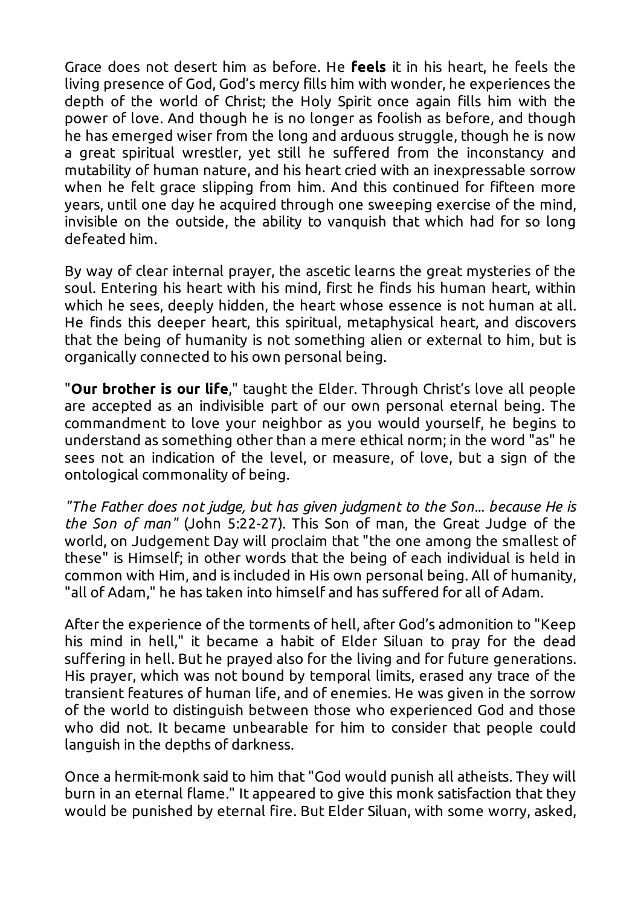Grace does not desert him as before. He **feels** it in his heart, he feels the living presence of God, God's mercy fills him with wonder, he experiences the depth of the world of Christ; the Holy Spirit once again fills him with the power of love. And though he is no longer as foolish as before, and though he has emerged wiser from the long and arduous struggle, though he is now a great spiritual wrestler, yet still he suffered from the inconstancy and mutability of human nature, and his heart cried with an inexpressable sorrow when he felt grace slipping from him. And this continued for fifteen more years, until one day he acquired through one sweeping exercise of the mind, invisible on the outside, the ability to vanquish that which had for so long defeated him.

By way of clear internal prayer, the ascetic learns the great mysteries of the soul. Entering his heart with his mind, first he finds his human heart, within which he sees, deeply hidden, the heart whose essence is not human at all. He finds this deeper heart, this spiritual, metaphysical heart, and discovers that the being of humanity is not something alien or external to him, but is organically connected to his own personal being.

"**Our brother is our life**," taught the Elder. Through Christ's love all people are accepted as an indivisible part of our own personal eternal being. The commandment to love your neighbor as you would yourself, he begins to understand as something other than a mere ethical norm; in the word "as" he sees not an indication of the level, or measure, of love, but a sign of the ontological commonality of being.

*"The Father does not judge, but has given judgment to the Son... because He is the Son of man"* (John 5:22-27). This Son of man, the Great Judge of the world, on Judgement Day will proclaim that "the one among the smallest of these" is Himself; in other words that the being of each individual is held in common with Him, and is included in His own personal being. All of humanity, "all of Adam," he has taken into himself and has suffered for all of Adam.

After the experience of the torments of hell, after God's admonition to "Keep his mind in hell," it became a habit of Elder Siluan to pray for the dead suffering in hell. But he prayed also for the living and for future generations. His prayer, which was not bound by temporal limits, erased any trace of the transient features of human life, and of enemies. He was given in the sorrow of the world to distinguish between those who experienced God and those who did not. It became unbearable for him to consider that people could languish in the depths of darkness.

Once a hermit-monk said to him that "God would punish all atheists. They will burn in an eternal flame." It appeared to give this monk satisfaction that they would be punished by eternal fire. But Elder Siluan, with some worry, asked,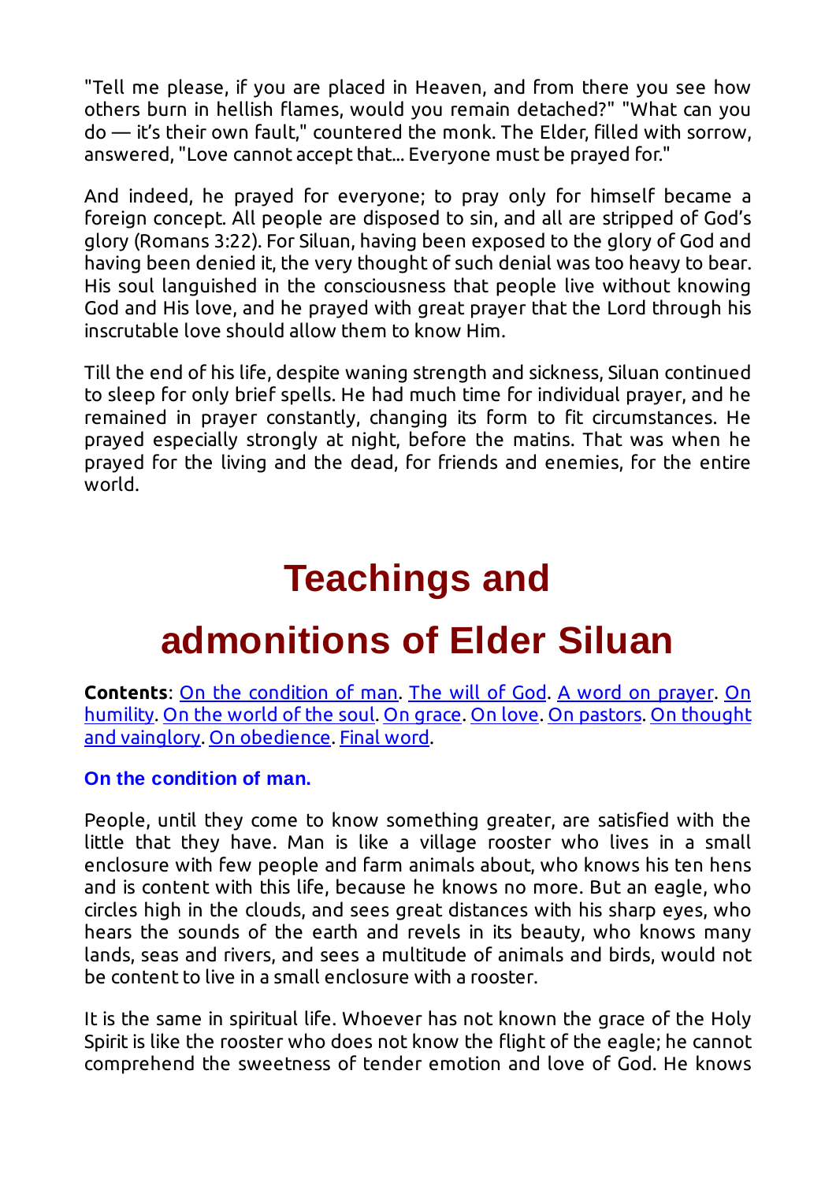"Tell me please, if you are placed in Heaven, and from there you see how others burn in hellish flames, would you remain detached?" "What can you do — it's their own fault," countered the monk. The Elder, filled with sorrow, answered, "Love cannot accept that... Everyone must be prayed for."

And indeed, he prayed for everyone; to pray only for himself became a foreign concept. All people are disposed to sin, and all are stripped of God's glory (Romans 3:22). For Siluan, having been exposed to the glory of God and having been denied it, the very thought of such denial was too heavy to bear. His soul languished in the consciousness that people live without knowing God and His love, and he prayed with great prayer that the Lord through his inscrutable love should allow them to know Him.

Till the end of his life, despite waning strength and sickness, Siluan continued to sleep for only brief spells. He had much time for individual prayer, and he remained in prayer constantly, changing its form to fit circumstances. He prayed especially strongly at night, before the matins. That was when he prayed for the living and the dead, for friends and enemies, for the entire world.

# Teachings and admonitions of Elder Siluan

**Contents**: On the condition of man. The will of God. A word on prayer. On humility. On the world of the soul. On grace. On love. On pastors. On thought and vainglory. On obedience. Final word.

### On the condition of man.

People, until they come to know something greater, are satisfied with the little that they have. Man is like a village rooster who lives in a small enclosure with few people and farm animals about, who knows his ten hens and is content with this life, because he knows no more. But an eagle, who circles high in the clouds, and sees great distances with his sharp eyes, who hears the sounds of the earth and revels in its beauty, who knows many lands, seas and rivers, and sees a multitude of animals and birds, would not be content to live in a small enclosure with a rooster.

It is the same in spiritual life. Whoever has not known the grace of the Holy Spirit is like the rooster who does not know the flight of the eagle; he cannot comprehend the sweetness of tender emotion and love of God. He knows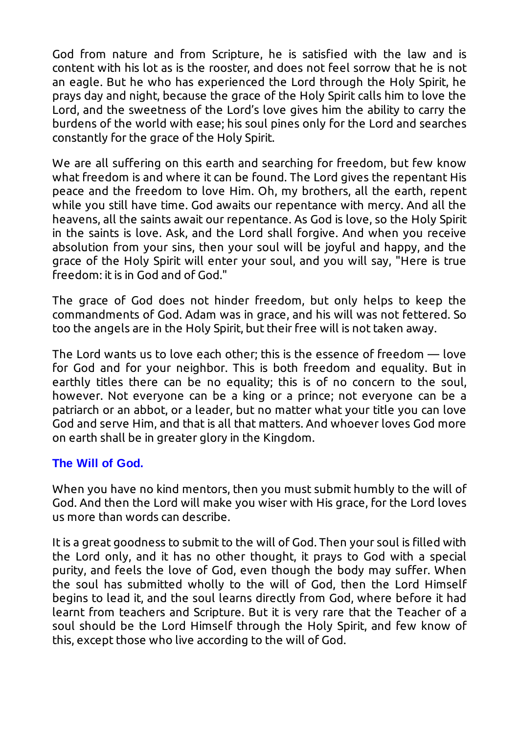God from nature and from Scripture, he is satisfied with the law and is content with his lot as is the rooster, and does not feel sorrow that he is not an eagle. But he who has experienced the Lord through the Holy Spirit, he prays day and night, because the grace of the Holy Spirit calls him to love the Lord, and the sweetness of the Lord's love gives him the ability to carry the burdens of the world with ease; his soul pines only for the Lord and searches constantly for the grace of the Holy Spirit.

We are all suffering on this earth and searching for freedom, but few know what freedom is and where it can be found. The Lord gives the repentant His peace and the freedom to love Him. Oh, my brothers, all the earth, repent while you still have time. God awaits our repentance with mercy. And all the heavens, all the saints await our repentance. As God is love, so the Holy Spirit in the saints is love. Ask, and the Lord shall forgive. And when you receive absolution from your sins, then your soul will be joyful and happy, and the grace of the Holy Spirit will enter your soul, and you will say, "Here is true freedom: it is in God and of God."

The grace of God does not hinder freedom, but only helps to keep the commandments of God. Adam was in grace, and his will was not fettered. So too the angels are in the Holy Spirit, but their free will is not taken away.

The Lord wants us to love each other; this is the essence of freedom — love for God and for your neighbor. This is both freedom and equality. But in earthly titles there can be no equality; this is of no concern to the soul, however. Not everyone can be a king or a prince; not everyone can be a patriarch or an abbot, or a leader, but no matter what your title you can love God and serve Him, and that is all that matters. And whoever loves God more on earth shall be in greater glory in the Kingdom.

### The Will of God.

When you have no kind mentors, then you must submit humbly to the will of God. And then the Lord will make you wiser with His grace, for the Lord loves us more than words can describe.

It is a great goodness to submit to the will of God. Then your soul is filled with the Lord only, and it has no other thought, it prays to God with a special purity, and feels the love of God, even though the body may suffer. When the soul has submitted wholly to the will of God, then the Lord Himself begins to lead it, and the soul learns directly from God, where before it had learnt from teachers and Scripture. But it is very rare that the Teacher of a soul should be the Lord Himself through the Holy Spirit, and few know of this, except those who live according to the will of God.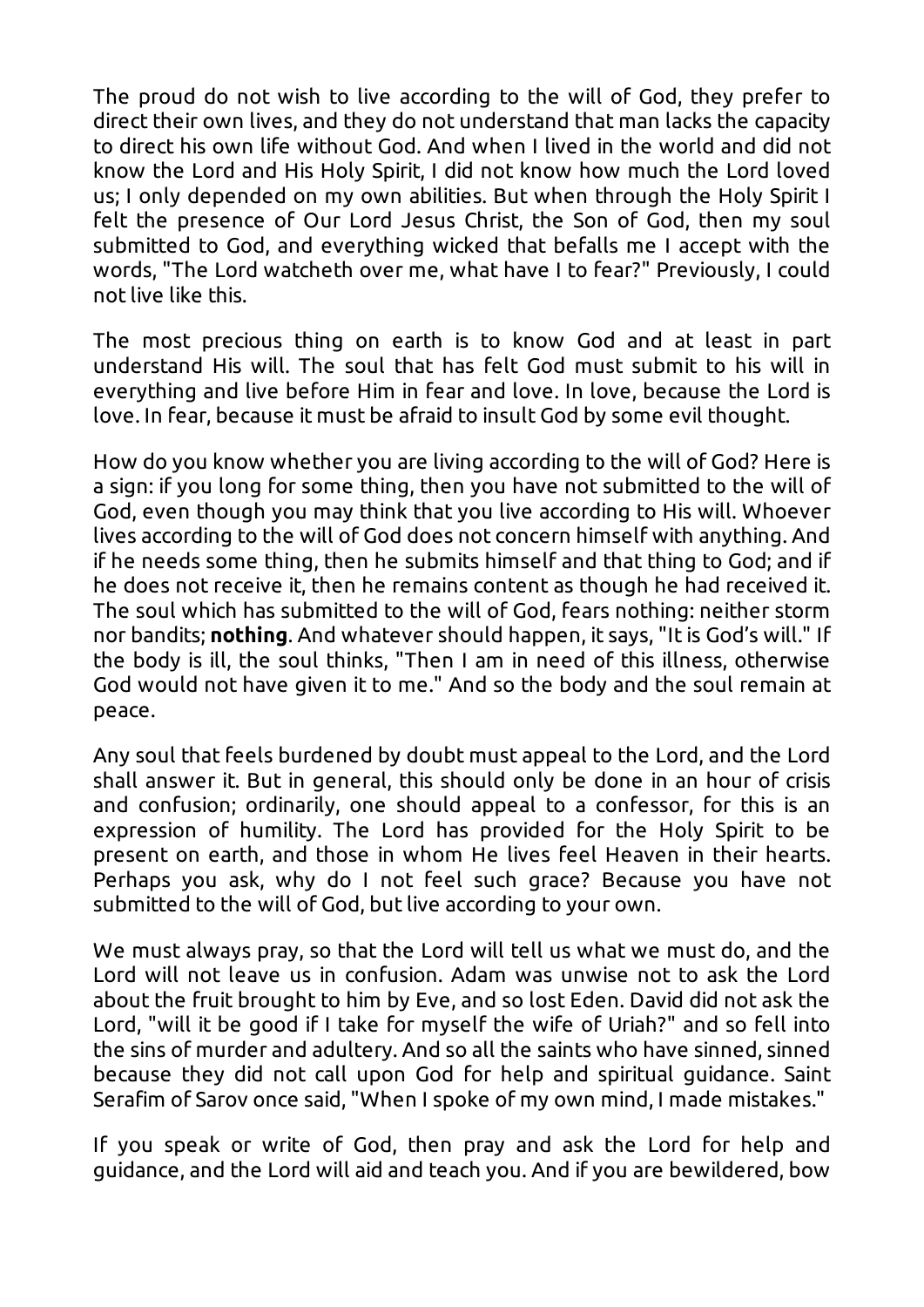The proud do not wish to live according to the will of God, they prefer to direct their own lives, and they do not understand that man lacks the capacity to direct his own life without God. And when I lived in the world and did not know the Lord and His Holy Spirit, I did not know how much the Lord loved us; I only depended on my own abilities. But when through the Holy Spirit I felt the presence of Our Lord Jesus Christ, the Son of God, then my soul submitted to God, and everything wicked that befalls me I accept with the words, "The Lord watcheth over me, what have I to fear?" Previously, I could not live like this.

The most precious thing on earth is to know God and at least in part understand His will. The soul that has felt God must submit to his will in everything and live before Him in fear and love. In love, because the Lord is love. In fear, because it must be afraid to insult God by some evil thought.

How do you know whether you are living according to the will of God? Here is a sign: if you long for some thing, then you have not submitted to the will of God, even though you may think that you live according to His will. Whoever lives according to the will of God does not concern himself with anything. And if he needs some thing, then he submits himself and that thing to God; and if he does not receive it, then he remains content as though he had received it. The soul which has submitted to the will of God, fears nothing: neither storm nor bandits; **nothing**. And whatever should happen, it says, "It is God's will." If the body is ill, the soul thinks, "Then I am in need of this illness, otherwise God would not have given it to me." And so the body and the soul remain at peace.

Any soul that feels burdened by doubt must appeal to the Lord, and the Lord shall answer it. But in general, this should only be done in an hour of crisis and confusion; ordinarily, one should appeal to a confessor, for this is an expression of humility. The Lord has provided for the Holy Spirit to be present on earth, and those in whom He lives feel Heaven in their hearts. Perhaps you ask, why do I not feel such grace? Because you have not submitted to the will of God, but live according to your own.

We must always pray, so that the Lord will tell us what we must do, and the Lord will not leave us in confusion. Adam was unwise not to ask the Lord about the fruit brought to him by Eve, and so lost Eden. David did not ask the Lord, "will it be good if I take for myself the wife of Uriah?" and so fell into the sins of murder and adultery. And so all the saints who have sinned, sinned because they did not call upon God for help and spiritual guidance. Saint Serafim of Sarov once said, "When I spoke of my own mind, I made mistakes."

If you speak or write of God, then pray and ask the Lord for help and guidance, and the Lord will aid and teach you. And if you are bewildered, bow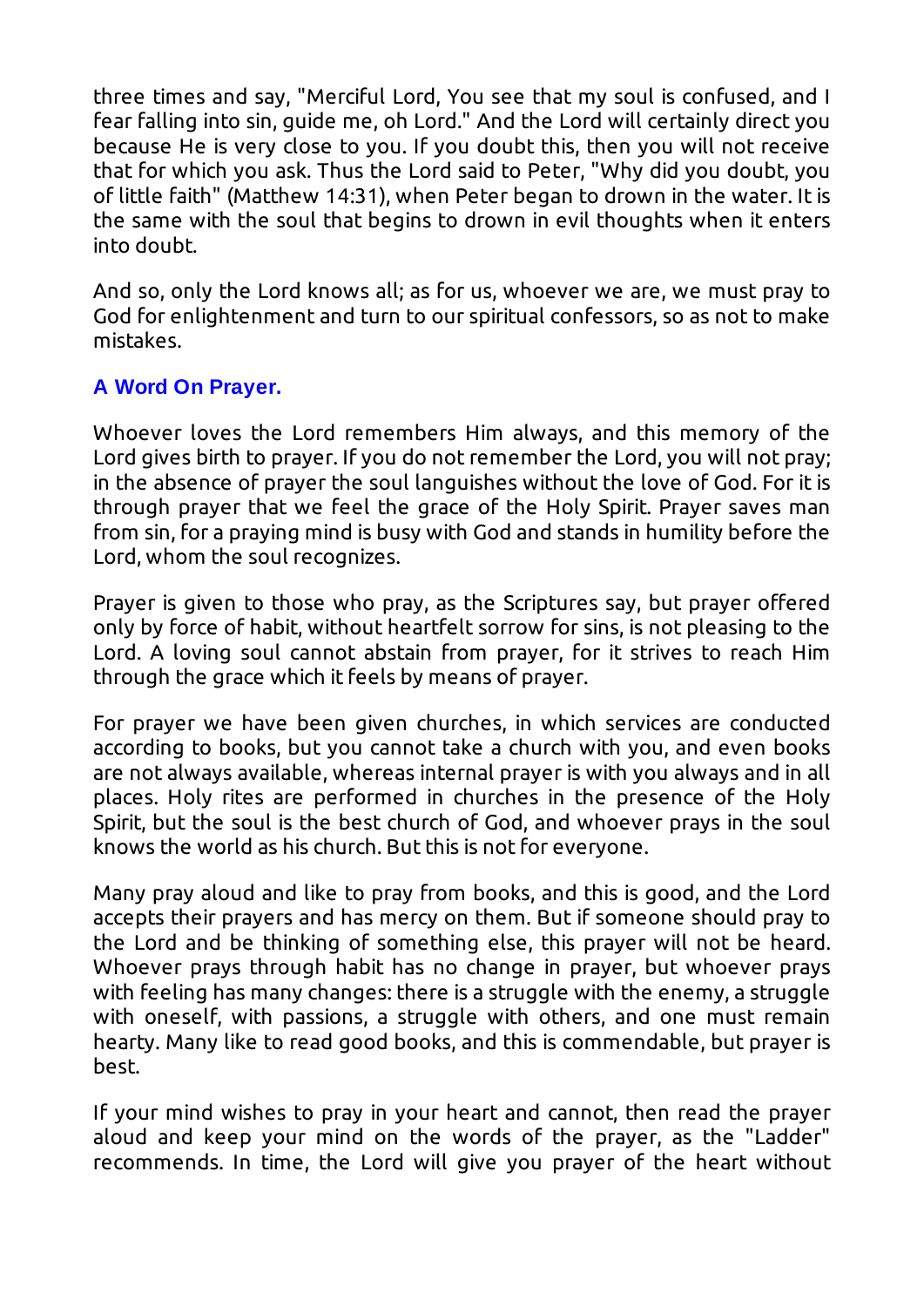three times and say, "Merciful Lord, You see that my soul is confused, and I fear falling into sin, guide me, oh Lord." And the Lord will certainly direct you because He is very close to you. If you doubt this, then you will not receive that for which you ask. Thus the Lord said to Peter, "Why did you doubt, you of little faith" (Matthew 14:31), when Peter began to drown in the water. It is the same with the soul that begins to drown in evil thoughts when it enters into doubt.

And so, only the Lord knows all; as for us, whoever we are, we must pray to God for enlightenment and turn to our spiritual confessors, so as not to make mistakes.

### A Word On Prayer.

Whoever loves the Lord remembers Him always, and this memory of the Lord gives birth to prayer. If you do not remember the Lord, you will not pray; in the absence of prayer the soul languishes without the love of God. For it is through prayer that we feel the grace of the Holy Spirit. Prayer saves man from sin, for a praying mind is busy with God and stands in humility before the Lord, whom the soul recognizes.

Prayer is given to those who pray, as the Scriptures say, but prayer offered only by force of habit, without heartfelt sorrow for sins, is not pleasing to the Lord. A loving soul cannot abstain from prayer, for it strives to reach Him through the grace which it feels by means of prayer.

For prayer we have been given churches, in which services are conducted according to books, but you cannot take a church with you, and even books are not always available, whereas internal prayer is with you always and in all places. Holy rites are performed in churches in the presence of the Holy Spirit, but the soul is the best church of God, and whoever prays in the soul knows the world as his church. But this is not for everyone.

Many pray aloud and like to pray from books, and this is good, and the Lord accepts their prayers and has mercy on them. But if someone should pray to the Lord and be thinking of something else, this prayer will not be heard. Whoever prays through habit has no change in prayer, but whoever prays with feeling has many changes: there is a struggle with the enemy, a struggle with oneself, with passions, a struggle with others, and one must remain hearty. Many like to read good books, and this is commendable, but prayer is best.

If your mind wishes to pray in your heart and cannot, then read the prayer aloud and keep your mind on the words of the prayer, as the "Ladder" recommends. In time, the Lord will give you prayer of the heart without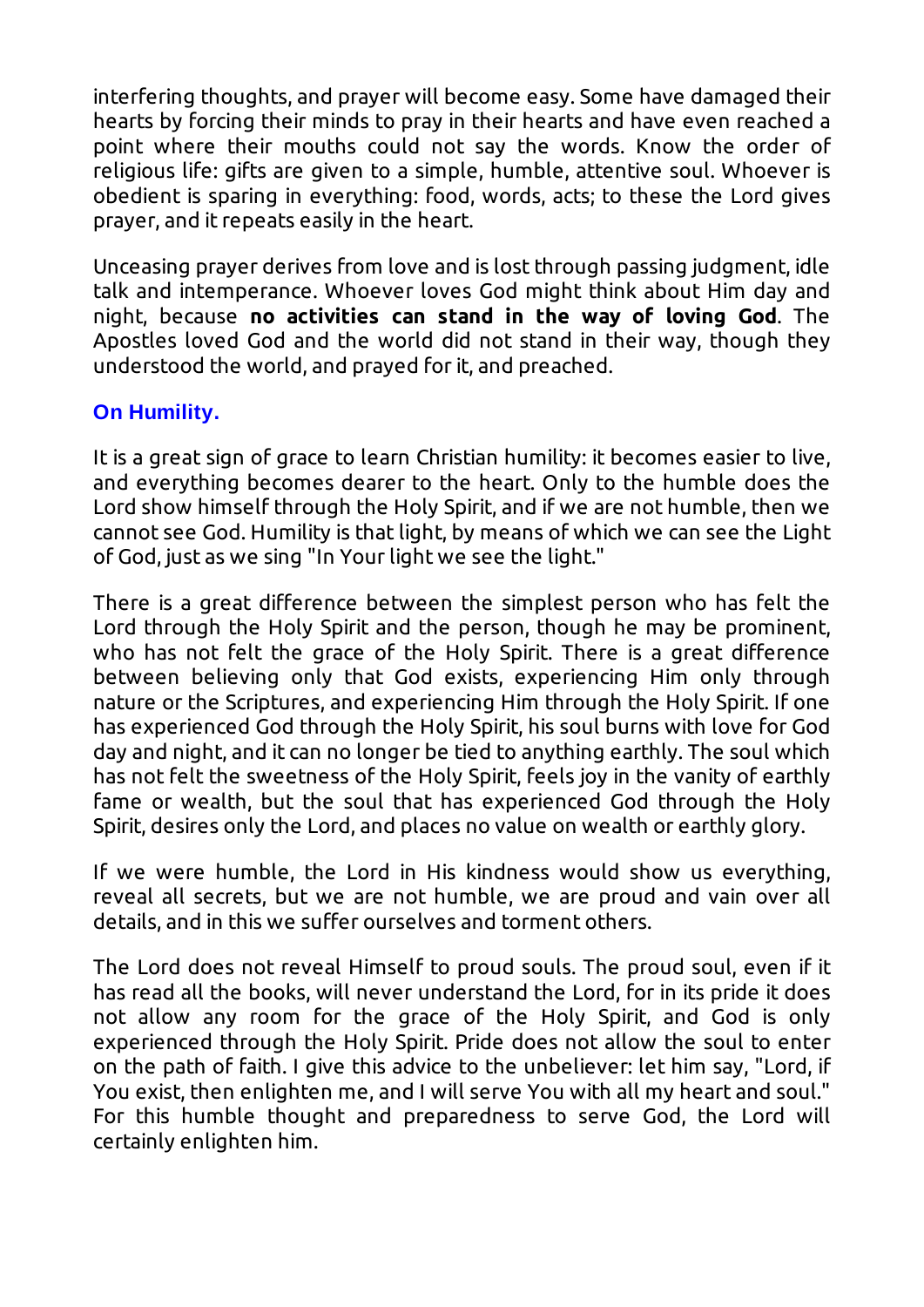interfering thoughts, and prayer will become easy. Some have damaged their hearts by forcing their minds to pray in their hearts and have even reached a point where their mouths could not say the words. Know the order of religious life: gifts are given to a simple, humble, attentive soul. Whoever is obedient is sparing in everything: food, words, acts; to these the Lord gives prayer, and it repeats easily in the heart.

Unceasing prayer derives from love and is lost through passing judgment, idle talk and intemperance. Whoever loves God might think about Him day and night, because **no activities can stand in the way of loving God**. The Apostles loved God and the world did not stand in their way, though they understood the world, and prayed for it, and preached.

### On Humility.

It is a great sign of grace to learn Christian humility: it becomes easier to live, and everything becomes dearer to the heart. Only to the humble does the Lord show himself through the Holy Spirit, and if we are not humble, then we cannot see God. Humility is that light, by means of which we can see the Light of God, just as we sing "In Your light we see the light."

There is a great difference between the simplest person who has felt the Lord through the Holy Spirit and the person, though he may be prominent, who has not felt the grace of the Holy Spirit. There is a great difference between believing only that God exists, experiencing Him only through nature or the Scriptures, and experiencing Him through the Holy Spirit. If one has experienced God through the Holy Spirit, his soul burns with love for God day and night, and it can no longer be tied to anything earthly. The soul which has not felt the sweetness of the Holy Spirit, feels joy in the vanity of earthly fame or wealth, but the soul that has experienced God through the Holy Spirit, desires only the Lord, and places no value on wealth or earthly glory.

If we were humble, the Lord in His kindness would show us everything, reveal all secrets, but we are not humble, we are proud and vain over all details, and in this we suffer ourselves and torment others.

The Lord does not reveal Himself to proud souls. The proud soul, even if it has read all the books, will never understand the Lord, for in its pride it does not allow any room for the grace of the Holy Spirit, and God is only experienced through the Holy Spirit. Pride does not allow the soul to enter on the path of faith. I give this advice to the unbeliever: let him say, "Lord, if You exist, then enlighten me, and I will serve You with all my heart and soul." For this humble thought and preparedness to serve God, the Lord will certainly enlighten him.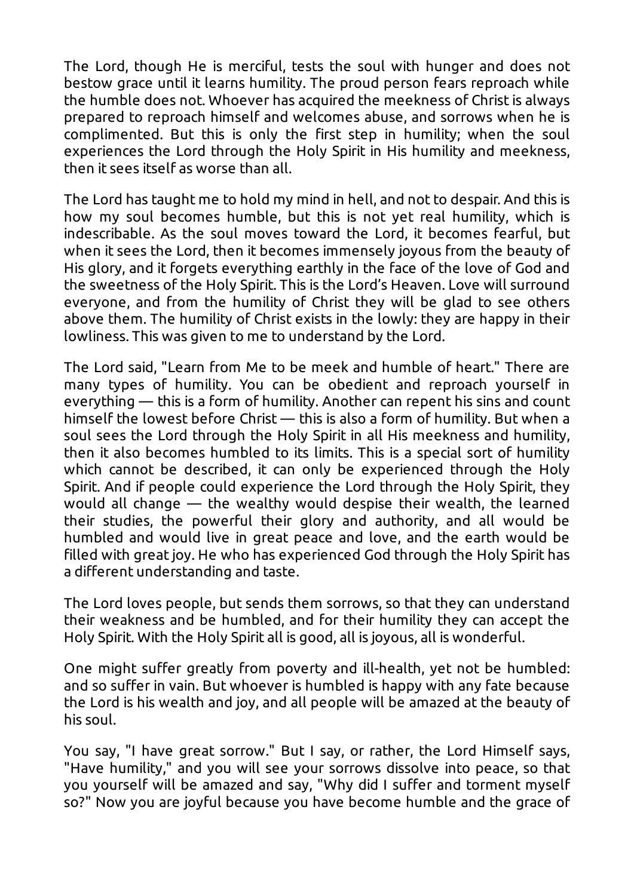The Lord, though He is merciful, tests the soul with hunger and does not bestow grace until it learns humility. The proud person fears reproach while the humble does not. Whoever has acquired the meekness of Christ is always prepared to reproach himself and welcomes abuse, and sorrows when he is complimented. But this is only the first step in humility; when the soul experiences the Lord through the Holy Spirit in His humility and meekness, then it sees itself as worse than all.

The Lord has taught me to hold my mind in hell, and not to despair. And this is how my soul becomes humble, but this is not yet real humility, which is indescribable. As the soul moves toward the Lord, it becomes fearful, but when it sees the Lord, then it becomes immensely joyous from the beauty of His glory, and it forgets everything earthly in the face of the love of God and the sweetness of the Holy Spirit. This is the Lord's Heaven. Love will surround everyone, and from the humility of Christ they will be glad to see others above them. The humility of Christ exists in the lowly: they are happy in their lowliness. This was given to me to understand by the Lord.

The Lord said, "Learn from Me to be meek and humble of heart." There are many types of humility. You can be obedient and reproach yourself in everything — this is a form of humility. Another can repent his sins and count himself the lowest before Christ — this is also a form of humility. But when a soul sees the Lord through the Holy Spirit in all His meekness and humility, then it also becomes humbled to its limits. This is a special sort of humility which cannot be described, it can only be experienced through the Holy Spirit. And if people could experience the Lord through the Holy Spirit, they would all change — the wealthy would despise their wealth, the learned their studies, the powerful their glory and authority, and all would be humbled and would live in great peace and love, and the earth would be filled with great joy. He who has experienced God through the Holy Spirit has a different understanding and taste.

The Lord loves people, but sends them sorrows, so that they can understand their weakness and be humbled, and for their humility they can accept the Holy Spirit. With the Holy Spirit all is good, all is joyous, all is wonderful.

One might suffer greatly from poverty and ill-health, yet not be humbled: and so suffer in vain. But whoever is humbled is happy with any fate because the Lord is his wealth and joy, and all people will be amazed at the beauty of his soul.

You say, "I have great sorrow." But I say, or rather, the Lord Himself says, "Have humility," and you will see your sorrows dissolve into peace, so that you yourself will be amazed and say, "Why did I suffer and torment myself so?" Now you are joyful because you have become humble and the grace of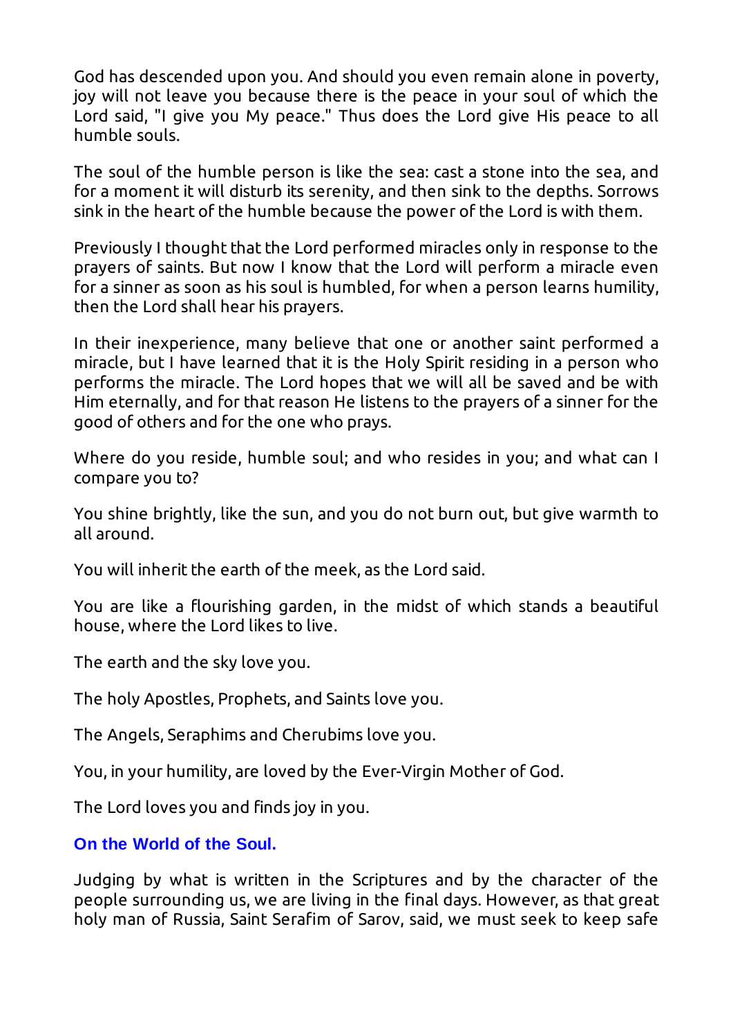God has descended upon you. And should you even remain alone in poverty, joy will not leave you because there is the peace in your soul of which the Lord said, "I give you My peace." Thus does the Lord give His peace to all humble souls.

The soul of the humble person is like the sea: cast a stone into the sea, and for a moment it will disturb its serenity, and then sink to the depths. Sorrows sink in the heart of the humble because the power of the Lord is with them.

Previously I thought that the Lord performed miracles only in response to the prayers of saints. But now I know that the Lord will perform a miracle even for a sinner as soon as his soul is humbled, for when a person learns humility, then the Lord shall hear his prayers.

In their inexperience, many believe that one or another saint performed a miracle, but I have learned that it is the Holy Spirit residing in a person who performs the miracle. The Lord hopes that we will all be saved and be with Him eternally, and for that reason He listens to the prayers of a sinner for the good of others and for the one who prays.

Where do you reside, humble soul; and who resides in you; and what can I compare you to?

You shine brightly, like the sun, and you do not burn out, but give warmth to all around.

You will inherit the earth of the meek, as the Lord said.

You are like a flourishing garden, in the midst of which stands a beautiful house, where the Lord likes to live.

The earth and the sky love you.

The holy Apostles, Prophets, and Saints love you.

The Angels, Seraphims and Cherubims love you.

You, in your humility, are loved by the Ever-Virgin Mother of God.

The Lord loves you and finds joy in you.

### On the World of the Soul.

Judging by what is written in the Scriptures and by the character of the people surrounding us, we are living in the final days. However, as that great holy man of Russia, Saint Serafim of Sarov, said, we must seek to keep safe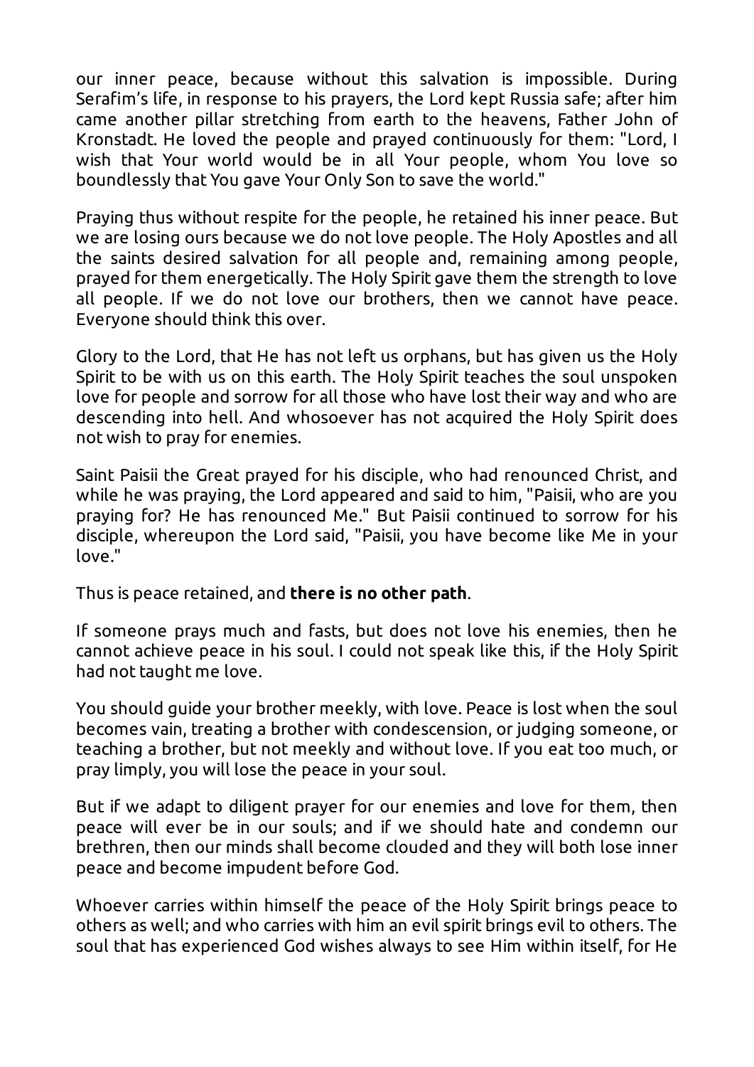our inner peace, because without this salvation is impossible. During Serafim's life, in response to his prayers, the Lord kept Russia safe; after him came another pillar stretching from earth to the heavens, Father John of Kronstadt. He loved the people and prayed continuously for them: "Lord, I wish that Your world would be in all Your people, whom You love so boundlessly that You gave Your Only Son to save the world."

Praying thus without respite for the people, he retained his inner peace. But we are losing ours because we do not love people. The Holy Apostles and all the saints desired salvation for all people and, remaining among people, prayed for them energetically. The Holy Spirit gave them the strength to love all people. If we do not love our brothers, then we cannot have peace. Everyone should think this over.

Glory to the Lord, that He has not left us orphans, but has given us the Holy Spirit to be with us on this earth. The Holy Spirit teaches the soul unspoken love for people and sorrow for all those who have lost their way and who are descending into hell. And whosoever has not acquired the Holy Spirit does not wish to pray for enemies.

Saint Paisii the Great prayed for his disciple, who had renounced Christ, and while he was praying, the Lord appeared and said to him, "Paisii, who are you praying for? He has renounced Me." But Paisii continued to sorrow for his disciple, whereupon the Lord said, "Paisii, you have become like Me in your love."

Thus is peace retained, and **there is no other path**.

If someone prays much and fasts, but does not love his enemies, then he cannot achieve peace in his soul. I could not speak like this, if the Holy Spirit had not taught me love.

You should guide your brother meekly, with love. Peace is lost when the soul becomes vain, treating a brother with condescension, or judging someone, or teaching a brother, but not meekly and without love. If you eat too much, or pray limply, you will lose the peace in your soul.

But if we adapt to diligent prayer for our enemies and love for them, then peace will ever be in our souls; and if we should hate and condemn our brethren, then our minds shall become clouded and they will both lose inner peace and become impudent before God.

Whoever carries within himself the peace of the Holy Spirit brings peace to others as well; and who carries with him an evil spirit brings evil to others. The soul that has experienced God wishes always to see Him within itself, for He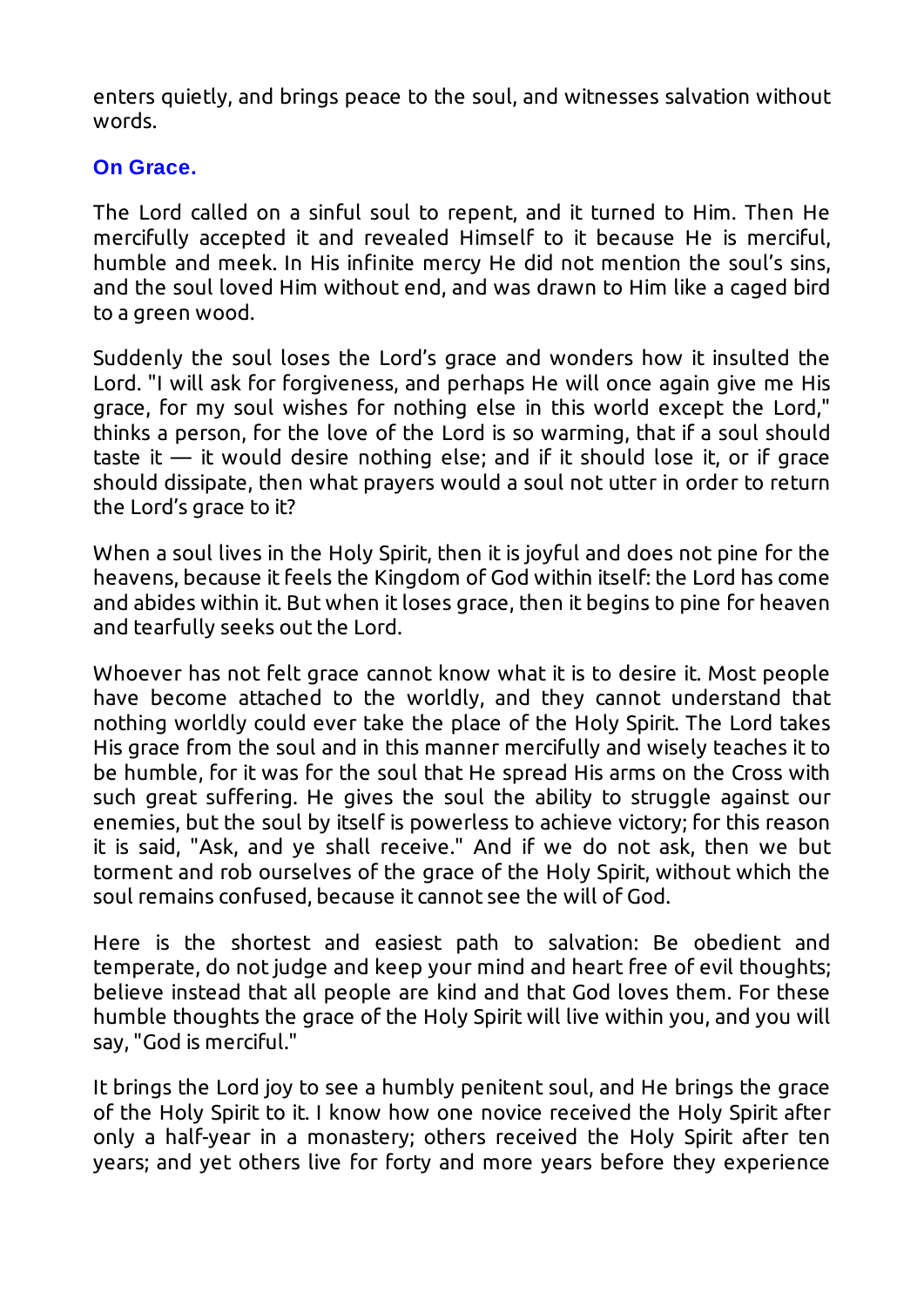enters quietly, and brings peace to the soul, and witnesses salvation without words.

### On Grace.

The Lord called on a sinful soul to repent, and it turned to Him. Then He mercifully accepted it and revealed Himself to it because He is merciful, humble and meek. In His infinite mercy He did not mention the soul's sins, and the soul loved Him without end, and was drawn to Him like a caged bird to a green wood.

Suddenly the soul loses the Lord's grace and wonders how it insulted the Lord. "I will ask for forgiveness, and perhaps He will once again give me His grace, for my soul wishes for nothing else in this world except the Lord," thinks a person, for the love of the Lord is so warming, that if a soul should taste it — it would desire nothing else; and if it should lose it, or if grace should dissipate, then what prayers would a soul not utter in order to return the Lord's grace to it?

When a soul lives in the Holy Spirit, then it is joyful and does not pine for the heavens, because it feels the Kingdom of God within itself: the Lord has come and abides within it. But when it loses grace, then it begins to pine for heaven and tearfully seeks out the Lord.

Whoever has not felt grace cannot know what it is to desire it. Most people have become attached to the worldly, and they cannot understand that nothing worldly could ever take the place of the Holy Spirit. The Lord takes His grace from the soul and in this manner mercifully and wisely teaches it to be humble, for it was for the soul that He spread His arms on the Cross with such great suffering. He gives the soul the ability to struggle against our enemies, but the soul by itself is powerless to achieve victory; for this reason it is said, "Ask, and ye shall receive." And if we do not ask, then we but torment and rob ourselves of the grace of the Holy Spirit, without which the soul remains confused, because it cannot see the will of God.

Here is the shortest and easiest path to salvation: Be obedient and temperate, do not judge and keep your mind and heart free of evil thoughts; believe instead that all people are kind and that God loves them. For these humble thoughts the grace of the Holy Spirit will live within you, and you will say, "God is merciful."

It brings the Lord joy to see a humbly penitent soul, and He brings the grace of the Holy Spirit to it. I know how one novice received the Holy Spirit after only a half-year in a monastery; others received the Holy Spirit after ten years; and yet others live for forty and more years before they experience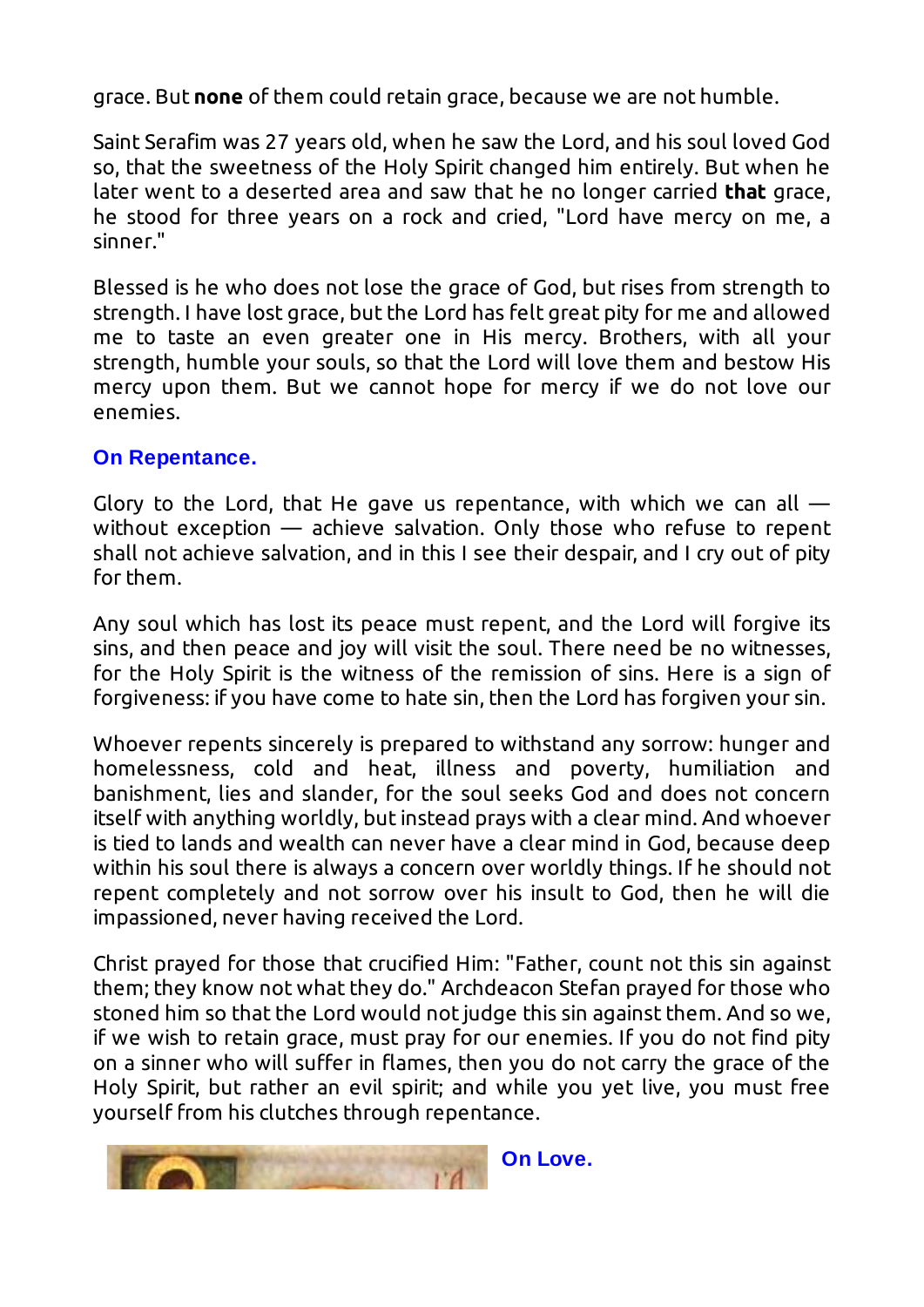grace. But **none** of them could retain grace, because we are not humble.

Saint Serafim was 27 years old, when he saw the Lord, and his soul loved God so, that the sweetness of the Holy Spirit changed him entirely. But when he later went to a deserted area and saw that he no longer carried **that** grace, he stood for three years on a rock and cried, "Lord have mercy on me, a sinner."

Blessed is he who does not lose the grace of God, but rises from strength to strength. I have lost grace, but the Lord has felt great pity for me and allowed me to taste an even greater one in His mercy. Brothers, with all your strength, humble your souls, so that the Lord will love them and bestow His mercy upon them. But we cannot hope for mercy if we do not love our enemies.

### On Repentance.

Glory to the Lord, that He gave us repentance, with which we can all — without exception — achieve salvation. Only those who refuse to repent shall not achieve salvation, and in this I see their despair, and I cry out of pity for them.

Any soul which has lost its peace must repent, and the Lord will forgive its sins, and then peace and joy will visit the soul. There need be no witnesses, for the Holy Spirit is the witness of the remission of sins. Here is a sign of forgiveness: if you have come to hate sin, then the Lord has forgiven your sin.

Whoever repents sincerely is prepared to withstand any sorrow: hunger and homelessness, cold and heat, illness and poverty, humiliation and banishment, lies and slander, for the soul seeks God and does not concern itself with anything worldly, but instead prays with a clear mind. And whoever is tied to lands and wealth can never have a clear mind in God, because deep within his soul there is always a concern over worldly things. If he should not repent completely and not sorrow over his insult to God, then he will die impassioned, never having received the Lord.

Christ prayed for those that crucified Him: "Father, count not this sin against them; they know not what they do." Archdeacon Stefan prayed for those who stoned him so that the Lord would not judge this sin against them. And so we, if we wish to retain grace, must pray for our enemies. If you do not find pity on a sinner who will suffer in flames, then you do not carry the grace of the Holy Spirit, but rather an evil spirit; and while you yet live, you must free yourself from his clutches through repentance.

### On Love.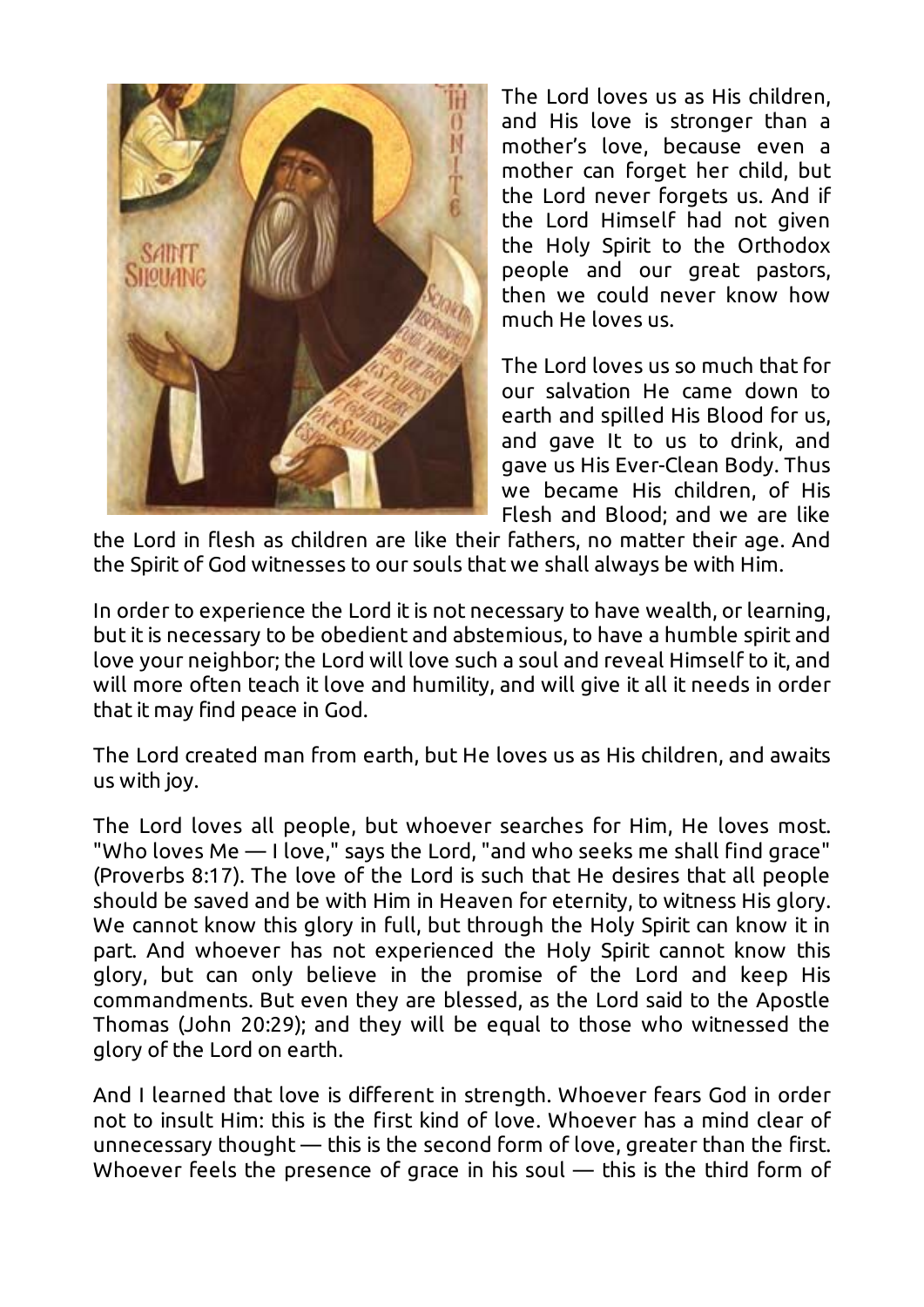The Lord loves us as His children, and His love is stronger than a mother's love, because even a mother can forget her child, but the Lord never forgets us. And if the Lord Himself had not given the Holy Spirit to the Orthodox people and our great pastors, then we could never know how much He loves us.

The Lord loves us so much that for our salvation He came down to earth and spilled His Blood for us, and gave It to us to drink, and gave us His Ever-Clean Body. Thus we became His children, of His Flesh and Blood; and we are like the Lord in flesh as children are like their fathers, no matter their age. And the Spirit of God witnesses to our souls that we shall always be with Him.

In order to experience the Lord it is not necessary to have wealth, or learning, but it is necessary to be obedient and abstemious, to have a humble spirit and love your neighbor; the Lord will love such a soul and reveal Himself to it, and will more often teach it love and humility, and will give it all it needs in order that it may find peace in God.

The Lord created man from earth, but He loves us as His children, and awaits us with joy.

The Lord loves all people, but whoever searches for Him, He loves most. "Who loves Me — I love," says the Lord, "and who seeks me shall find grace" (Proverbs 8:17). The love of the Lord is such that He desires that all people should be saved and be with Him in Heaven for eternity, to witness His glory. We cannot know this glory in full, but through the Holy Spirit can know it in part. And whoever has not experienced the Holy Spirit cannot know this glory, but can only believe in the promise of the Lord and keep His commandments. But even they are blessed, as the Lord said to the Apostle Thomas (John 20:29); and they will be equal to those who witnessed the glory of the Lord on earth.

And I learned that love is different in strength. Whoever fears God in order not to insult Him: this is the first kind of love. Whoever has a mind clear of unnecessary thought — this is the second form of love, greater than the first. Whoever feels the presence of grace in his soul — this is the third form of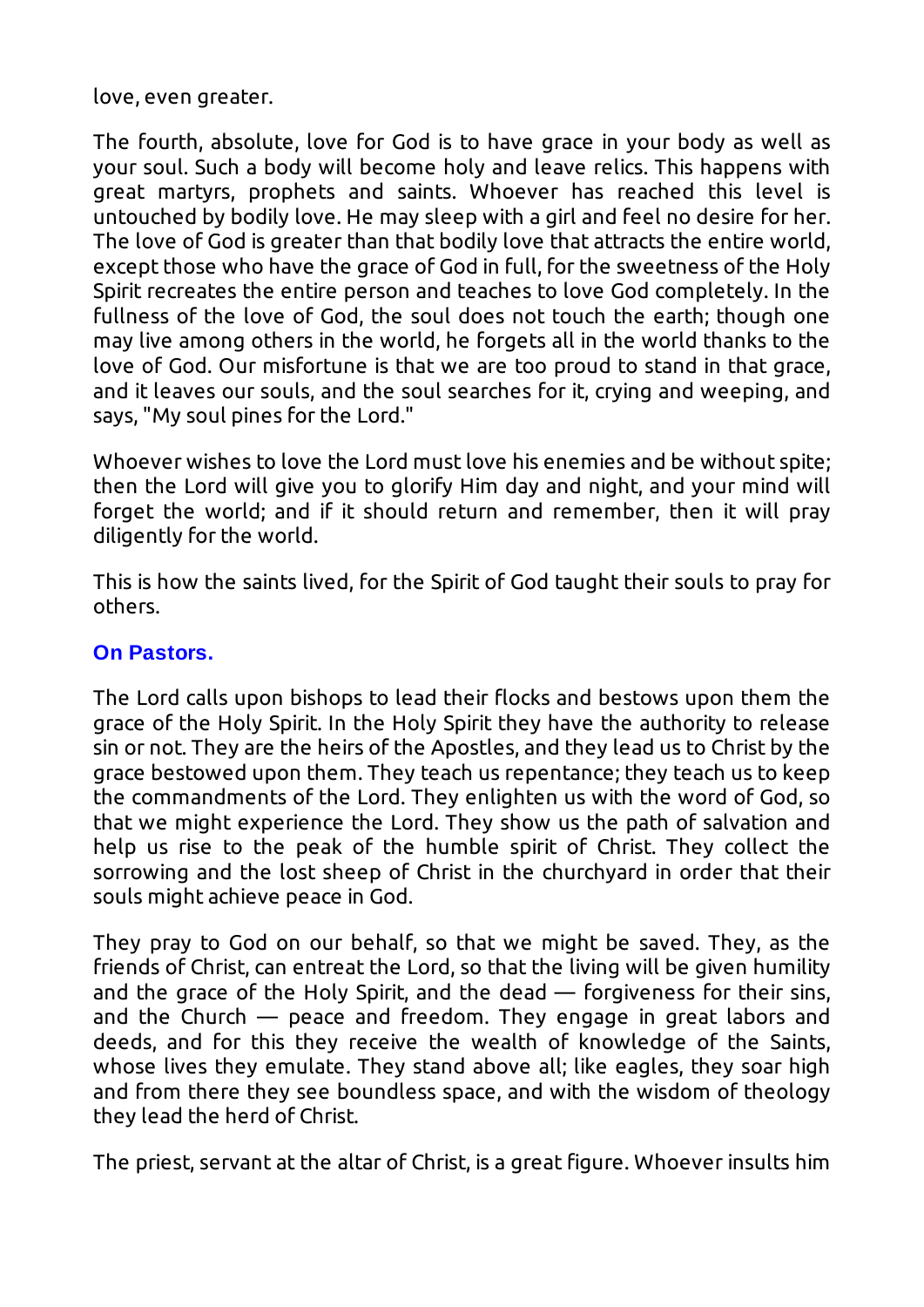love, even greater.

The fourth, absolute, love for God is to have grace in your body as well as your soul. Such a body will become holy and leave relics. This happens with great martyrs, prophets and saints. Whoever has reached this level is untouched by bodily love. He may sleep with a girl and feel no desire for her. The love of God is greater than that bodily love that attracts the entire world, except those who have the grace of God in full, for the sweetness of the Holy Spirit recreates the entire person and teaches to love God completely. In the fullness of the love of God, the soul does not touch the earth; though one may live among others in the world, he forgets all in the world thanks to the love of God. Our misfortune is that we are too proud to stand in that grace, and it leaves our souls, and the soul searches for it, crying and weeping, and says, "My soul pines for the Lord."

Whoever wishes to love the Lord must love his enemies and be without spite; then the Lord will give you to glorify Him day and night, and your mind will forget the world; and if it should return and remember, then it will pray diligently for the world.

This is how the saints lived, for the Spirit of God taught their souls to pray for others.

### On Pastors.

The Lord calls upon bishops to lead their flocks and bestows upon them the grace of the Holy Spirit. In the Holy Spirit they have the authority to release sin or not. They are the heirs of the Apostles, and they lead us to Christ by the grace bestowed upon them. They teach us repentance; they teach us to keep the commandments of the Lord. They enlighten us with the word of God, so that we might experience the Lord. They show us the path of salvation and help us rise to the peak of the humble spirit of Christ. They collect the sorrowing and the lost sheep of Christ in the churchyard in order that their souls might achieve peace in God.

They pray to God on our behalf, so that we might be saved. They, as the friends of Christ, can entreat the Lord, so that the living will be given humility and the grace of the Holy Spirit, and the dead — forgiveness for their sins, and the Church — peace and freedom. They engage in great labors and deeds, and for this they receive the wealth of knowledge of the Saints, whose lives they emulate. They stand above all; like eagles, they soar high and from there they see boundless space, and with the wisdom of theology they lead the herd of Christ.

The priest, servant at the altar of Christ, is a great figure. Whoever insults him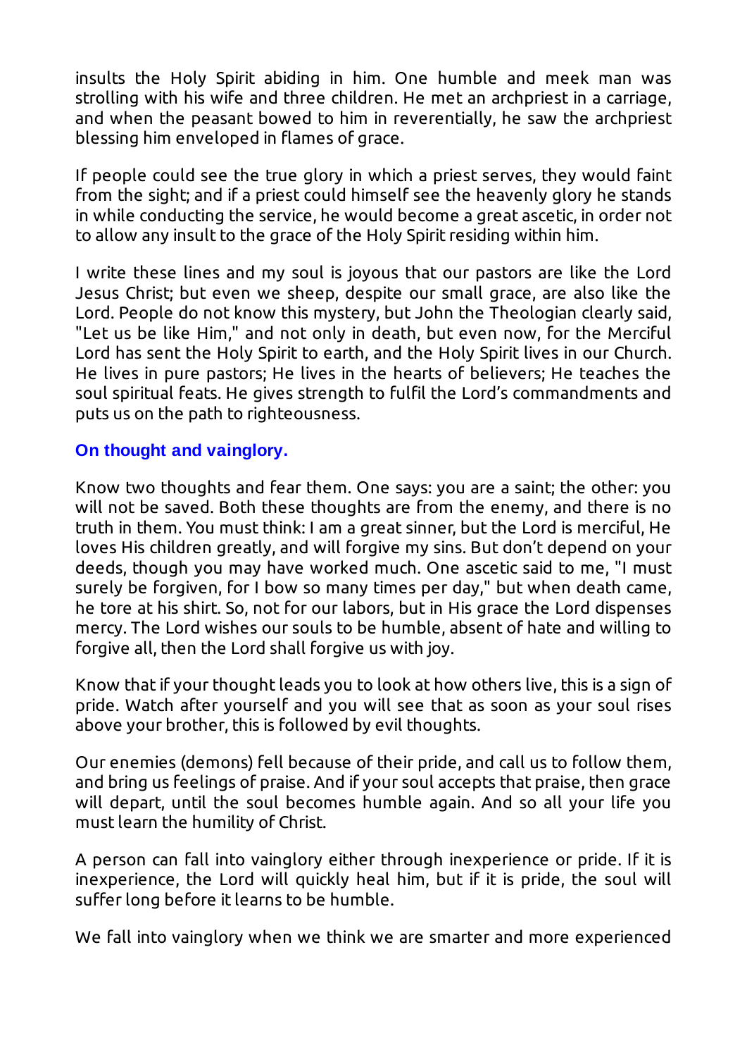insults the Holy Spirit abiding in him. One humble and meek man was strolling with his wife and three children. He met an archpriest in a carriage, and when the peasant bowed to him in reverentially, he saw the archpriest blessing him enveloped in flames of grace.

If people could see the true glory in which a priest serves, they would faint from the sight; and if a priest could himself see the heavenly glory he stands in while conducting the service, he would become a great ascetic, in order not to allow any insult to the grace of the Holy Spirit residing within him.

I write these lines and my soul is joyous that our pastors are like the Lord Jesus Christ; but even we sheep, despite our small grace, are also like the Lord. People do not know this mystery, but John the Theologian clearly said, "Let us be like Him," and not only in death, but even now, for the Merciful Lord has sent the Holy Spirit to earth, and the Holy Spirit lives in our Church. He lives in pure pastors; He lives in the hearts of believers; He teaches the soul spiritual feats. He gives strength to fulfil the Lord's commandments and puts us on the path to righteousness.

### On thought and vainglory.

Know two thoughts and fear them. One says: you are a saint; the other: you will not be saved. Both these thoughts are from the enemy, and there is no truth in them. You must think: I am a great sinner, but the Lord is merciful, He loves His children greatly, and will forgive my sins. But don't depend on your deeds, though you may have worked much. One ascetic said to me, "I must surely be forgiven, for I bow so many times per day," but when death came, he tore at his shirt. So, not for our labors, but in His grace the Lord dispenses mercy. The Lord wishes our souls to be humble, absent of hate and willing to forgive all, then the Lord shall forgive us with joy.

Know that if your thought leads you to look at how others live, this is a sign of pride. Watch after yourself and you will see that as soon as your soul rises above your brother, this is followed by evil thoughts.

Our enemies (demons) fell because of their pride, and call us to follow them, and bring us feelings of praise. And if your soul accepts that praise, then grace will depart, until the soul becomes humble again. And so all your life you must learn the humility of Christ.

A person can fall into vainglory either through inexperience or pride. If it is inexperience, the Lord will quickly heal him, but if it is pride, the soul will suffer long before it learns to be humble.

We fall into vainglory when we think we are smarter and more experienced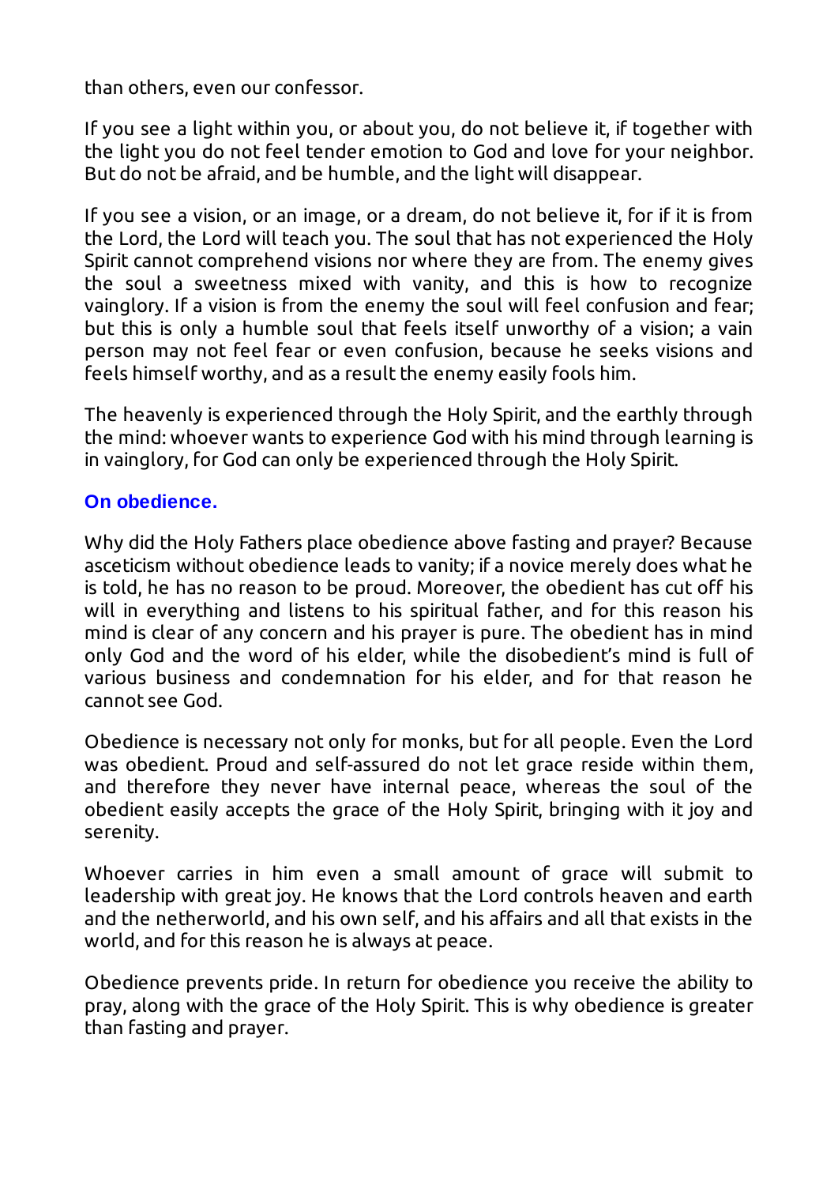than others, even our confessor.

If you see a light within you, or about you, do not believe it, if together with the light you do not feel tender emotion to God and love for your neighbor. But do not be afraid, and be humble, and the light will disappear.

If you see a vision, or an image, or a dream, do not believe it, for if it is from the Lord, the Lord will teach you. The soul that has not experienced the Holy Spirit cannot comprehend visions nor where they are from. The enemy gives the soul a sweetness mixed with vanity, and this is how to recognize vainglory. If a vision is from the enemy the soul will feel confusion and fear; but this is only a humble soul that feels itself unworthy of a vision; a vain person may not feel fear or even confusion, because he seeks visions and feels himself worthy, and as a result the enemy easily fools him.

The heavenly is experienced through the Holy Spirit, and the earthly through the mind: whoever wants to experience God with his mind through learning is in vainglory, for God can only be experienced through the Holy Spirit.

### On obedience.

Why did the Holy Fathers place obedience above fasting and prayer? Because asceticism without obedience leads to vanity; if a novice merely does what he is told, he has no reason to be proud. Moreover, the obedient has cut off his will in everything and listens to his spiritual father, and for this reason his mind is clear of any concern and his prayer is pure. The obedient has in mind only God and the word of his elder, while the disobedient's mind is full of various business and condemnation for his elder, and for that reason he cannot see God.

Obedience is necessary not only for monks, but for all people. Even the Lord was obedient. Proud and self-assured do not let grace reside within them, and therefore they never have internal peace, whereas the soul of the obedient easily accepts the grace of the Holy Spirit, bringing with it joy and serenity.

Whoever carries in him even a small amount of grace will submit to leadership with great joy. He knows that the Lord controls heaven and earth and the netherworld, and his own self, and his affairs and all that exists in the world, and for this reason he is always at peace.

Obedience prevents pride. In return for obedience you receive the ability to pray, along with the grace of the Holy Spirit. This is why obedience is greater than fasting and prayer.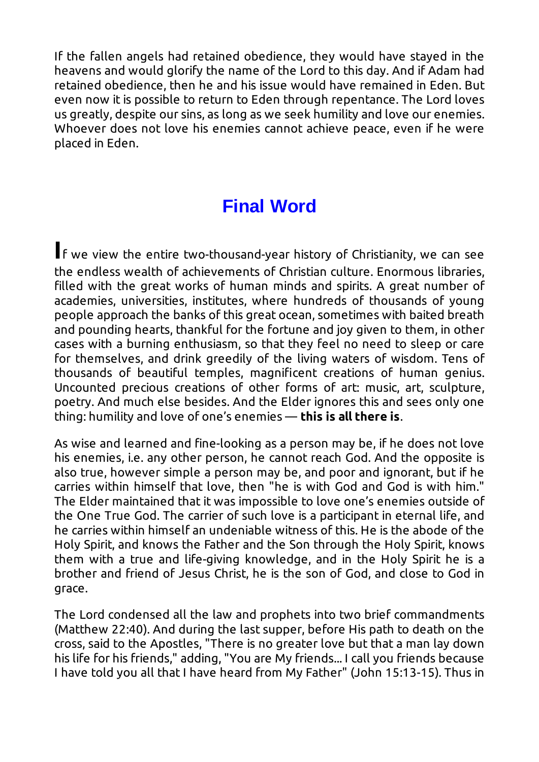If the fallen angels had retained obedience, they would have stayed in the heavens and would glorify the name of the Lord to this day. And if Adam had retained obedience, then he and his issue would have remained in Eden. But even now it is possible to return to Eden through repentance. The Lord loves us greatly, despite our sins, as long as we seek humility and love our enemies. Whoever does not love his enemies cannot achieve peace, even if he were placed in Eden.

## Final Word

If we view the entire two-thousand-year history of Christianity, we can see the endless wealth of achievements of Christian culture. Enormous libraries, filled with the great works of human minds and spirits. A great number of academies, universities, institutes, where hundreds of thousands of young people approach the banks of this great ocean, sometimes with baited breath and pounding hearts, thankful for the fortune and joy given to them, in other cases with a burning enthusiasm, so that they feel no need to sleep or care for themselves, and drink greedily of the living waters of wisdom. Tens of thousands of beautiful temples, magnificent creations of human genius. Uncounted precious creations of other forms of art: music, art, sculpture, poetry. And much else besides. And the Elder ignores this and sees only one thing: humility and love of one's enemies — **this is all there is**.

As wise and learned and fine-looking as a person may be, if he does not love his enemies, i.e. any other person, he cannot reach God. And the opposite is also true, however simple a person may be, and poor and ignorant, but if he carries within himself that love, then "he is with God and God is with him." The Elder maintained that it was impossible to love one's enemies outside of the One True God. The carrier of such love is a participant in eternal life, and he carries within himself an undeniable witness of this. He is the abode of the Holy Spirit, and knows the Father and the Son through the Holy Spirit, knows them with a true and life-giving knowledge, and in the Holy Spirit he is a brother and friend of Jesus Christ, he is the son of God, and close to God in grace.

The Lord condensed all the law and prophets into two brief commandments (Matthew 22:40). And during the last supper, before His path to death on the cross, said to the Apostles, "There is no greater love but that a man lay down his life for his friends," adding, "You are My friends... I call you friends because I have told you all that I have heard from My Father" (John 15:13-15). Thus in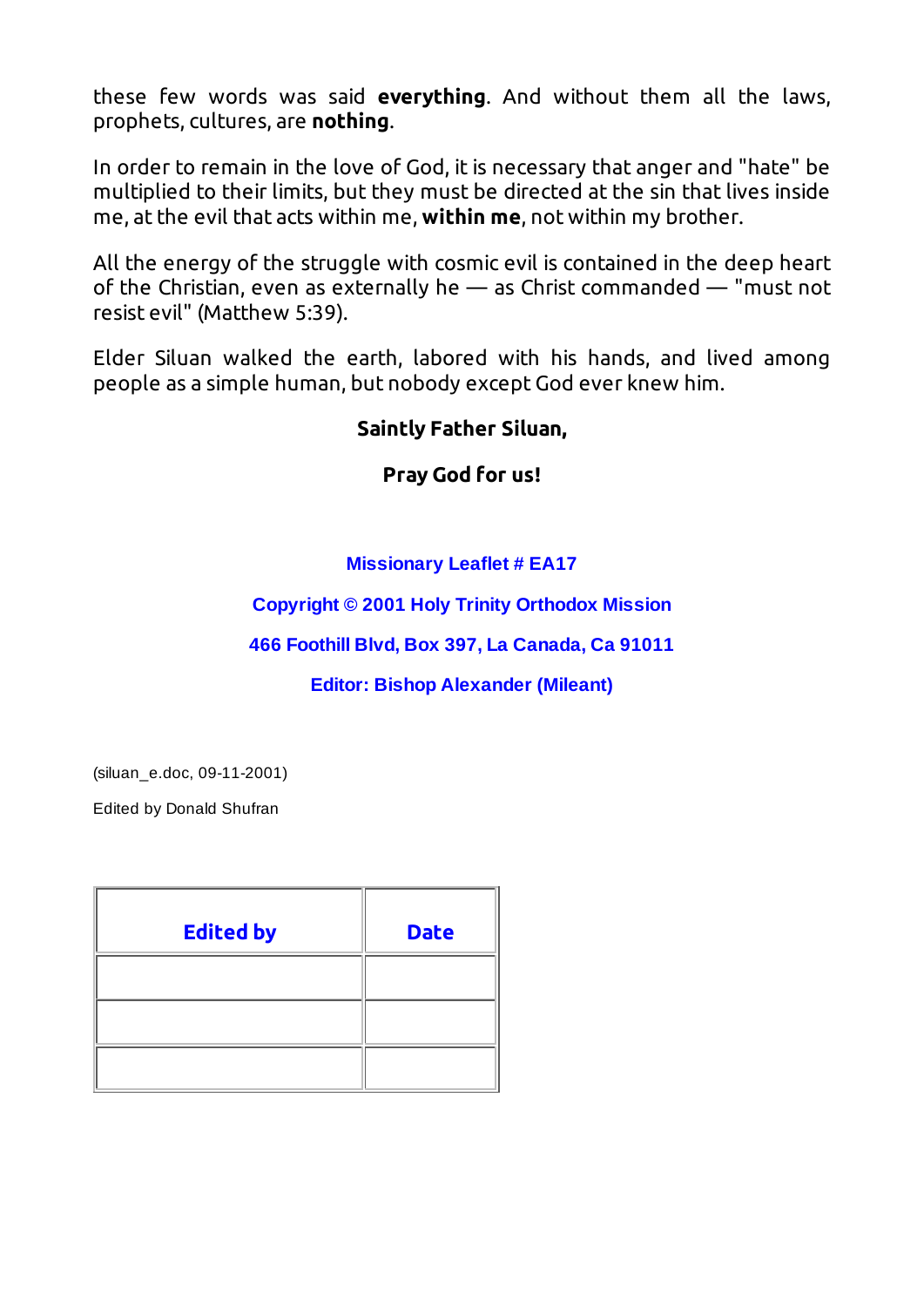these few words was said **everything**. And without them all the laws, prophets, cultures, are **nothing**.

In order to remain in the love of God, it is necessary that anger and "hate" be multiplied to their limits, but they must be directed at the sin that lives inside me, at the evil that acts within me, **within me**, not within my brother.

All the energy of the struggle with cosmic evil is contained in the deep heart of the Christian, even as externally he — as Christ commanded — "must not resist evil" (Matthew 5:39).

Elder Siluan walked the earth, labored with his hands, and lived among people as a simple human, but nobody except God ever knew him.

**Saintly Father Siluan,**

**Pray God for us!**

**Missionary Leaflet # EA17**

**Copyright © 2001 Holy Trinity Orthodox Mission**

**466 Foothill Blvd, Box 397, La Canada, Ca 91011**

**Editor: Bishop Alexander (Mileant)**

(siluan_e.doc, 09-11-2001)

Edited by Donald Shufran

| Edited by | Date |
|---|---|
| | |
| | |
| | |